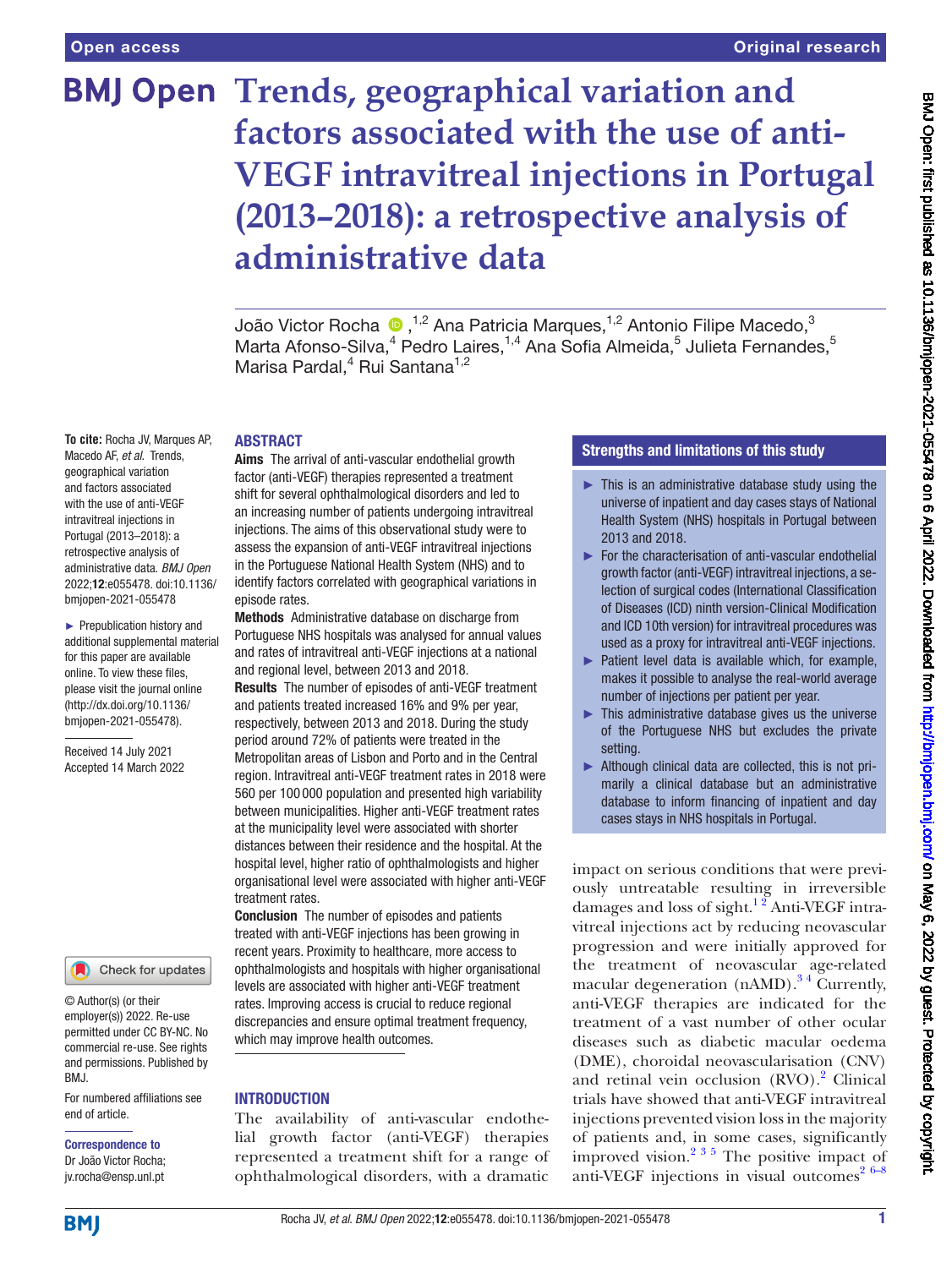# Trends, geographical variation and factors associated with the use of anti-VEGF intravitreal injections in Portugal (2013–2018): a retrospective analysis of administrative data

João Victor Rocha [1,2], Ana Patricia Marques,[1,2] Antonio Filipe Macedo,[3] Marta Afonso-Silva,[4] Pedro Laires,[1,4] Ana Sofia Almeida,[5] Julieta Fernandes,[5] Marisa Pardal,[4] Rui Santana[1,2]

**To cite:** Rocha JV, Marques AP, Macedo AF, *et al*. Trends, geographical variation and factors associated with the use of anti-VEGF intravitreal injections in Portugal (2013–2018): a retrospective analysis of administrative data. *BMJ Open* 2022;**12**:e055478. doi:10.1136/bmjopen-2021-055478

► Prepublication history and additional supplemental material for this paper are available online. To view these files, please visit the journal online (http://dx.doi.org/10.1136/bmjopen-2021-055478).

Received 14 July 2021
Accepted 14 March 2022

© Author(s) (or their employer(s)) 2022. Re-use permitted under CC BY-NC. No commercial re-use. See rights and permissions. Published by BMJ.

For numbered affiliations see end of article.

**Correspondence to**
Dr João Victor Rocha; jv.rocha@ensp.unl.pt

## ABSTRACT

**Aims** The arrival of anti-vascular endothelial growth factor (anti-VEGF) therapies represented a treatment shift for several ophthalmological disorders and led to an increasing number of patients undergoing intravitreal injections. The aims of this observational study were to assess the expansion of anti-VEGF intravitreal injections in the Portuguese National Health System (NHS) and to identify factors correlated with geographical variations in episode rates.

**Methods** Administrative database on discharge from Portuguese NHS hospitals was analysed for annual values and rates of intravitreal anti-VEGF injections at a national and regional level, between 2013 and 2018.

**Results** The number of episodes of anti-VEGF treatment and patients treated increased 16% and 9% per year, respectively, between 2013 and 2018. During the study period around 72% of patients were treated in the Metropolitan areas of Lisbon and Porto and in the Central region. Intravitreal anti-VEGF treatment rates in 2018 were 560 per 100 000 population and presented high variability between municipalities. Higher anti-VEGF treatment rates at the municipality level were associated with shorter distances between their residence and the hospital. At the hospital level, higher ratio of ophthalmologists and higher organisational level were associated with higher anti-VEGF treatment rates.

**Conclusion** The number of episodes and patients treated with anti-VEGF injections has been growing in recent years. Proximity to healthcare, more access to ophthalmologists and hospitals with higher organisational levels are associated with higher anti-VEGF treatment rates. Improving access is crucial to reduce regional discrepancies and ensure optimal treatment frequency, which may improve health outcomes.

## Strengths and limitations of this study

- ► This is an administrative database study using the universe of inpatient and day cases stays of National Health System (NHS) hospitals in Portugal between 2013 and 2018.
- ► For the characterisation of anti-vascular endothelial growth factor (anti-VEGF) intravitreal injections, a selection of surgical codes (International Classification of Diseases (ICD) ninth version-Clinical Modification and ICD 10th version) for intravitreal procedures was used as a proxy for intravitreal anti-VEGF injections.
- ► Patient level data is available which, for example, makes it possible to analyse the real-world average number of injections per patient per year.
- ► This administrative database gives us the universe of the Portuguese NHS but excludes the private setting.
- ► Although clinical data are collected, this is not primarily a clinical database but an administrative database to inform financing of inpatient and day cases stays in NHS hospitals in Portugal.

## INTRODUCTION

The availability of anti-vascular endothelial growth factor (anti-VEGF) therapies represented a treatment shift for a range of ophthalmological disorders, with a dramatic impact on serious conditions that were previously untreatable resulting in irreversible damages and loss of sight.[1,2] Anti-VEGF intravitreal injections act by reducing neovascular progression and were initially approved for the treatment of neovascular age-related macular degeneration (nAMD).[3,4] Currently, anti-VEGF therapies are indicated for the treatment of a vast number of other ocular diseases such as diabetic macular oedema (DME), choroidal neovascularisation (CNV) and retinal vein occlusion (RVO).[2] Clinical trials have showed that anti-VEGF intravitreal injections prevented vision loss in the majority of patients and, in some cases, significantly improved vision.[2,3,5] The positive impact of anti-VEGF injections in visual outcomes[2,6–8]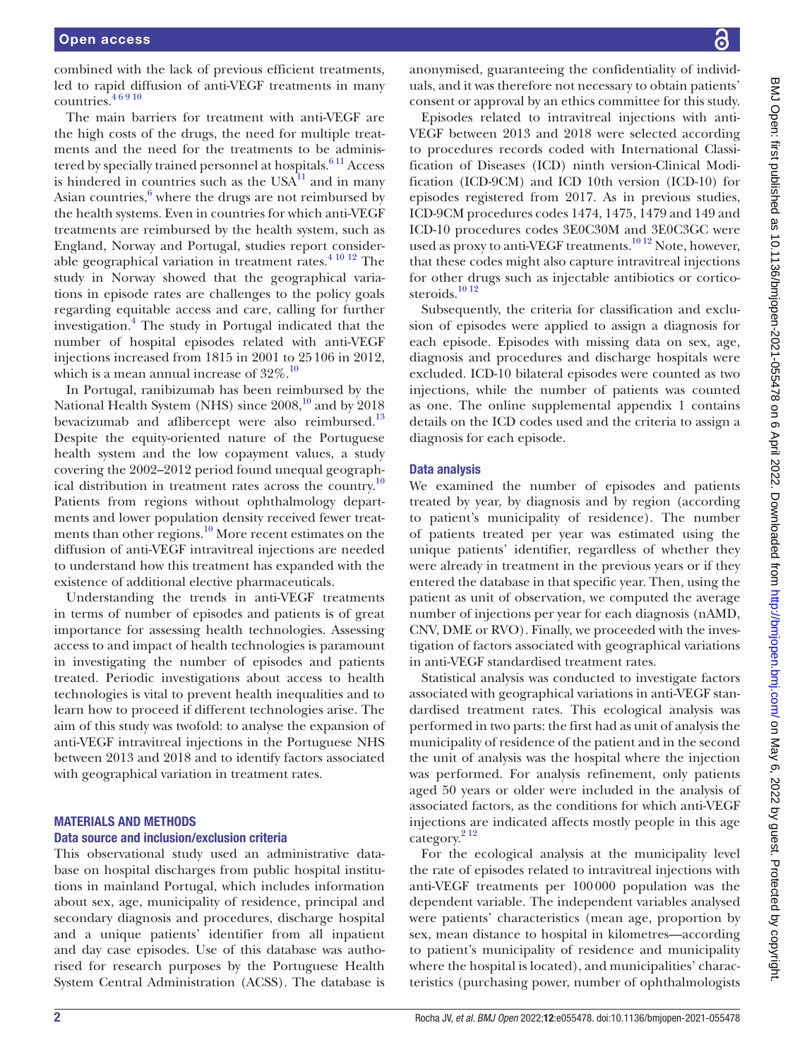combined with the lack of previous efficient treatments, led to rapid diffusion of anti-VEGF treatments in many countries.[4 6 9 10]

The main barriers for treatment with anti-VEGF are the high costs of the drugs, the need for multiple treatments and the need for the treatments to be administered by specially trained personnel at hospitals.[6 11] Access is hindered in countries such as the USA[11] and in many Asian countries,[6] where the drugs are not reimbursed by the health systems. Even in countries for which anti-VEGF treatments are reimbursed by the health system, such as England, Norway and Portugal, studies report considerable geographical variation in treatment rates.[4 10 12] The study in Norway showed that the geographical variations in episode rates are challenges to the policy goals regarding equitable access and care, calling for further investigation.[4] The study in Portugal indicated that the number of hospital episodes related with anti-VEGF injections increased from 1815 in 2001 to 25 106 in 2012, which is a mean annual increase of 32%.[10]

In Portugal, ranibizumab has been reimbursed by the National Health System (NHS) since 2008,[10] and by 2018 bevacizumab and aflibercept were also reimbursed.[13] Despite the equity-oriented nature of the Portuguese health system and the low copayment values, a study covering the 2002–2012 period found unequal geographical distribution in treatment rates across the country.[10] Patients from regions without ophthalmology departments and lower population density received fewer treatments than other regions.[10] More recent estimates on the diffusion of anti-VEGF intravitreal injections are needed to understand how this treatment has expanded with the existence of additional elective pharmaceuticals.

Understanding the trends in anti-VEGF treatments in terms of number of episodes and patients is of great importance for assessing health technologies. Assessing access to and impact of health technologies is paramount in investigating the number of episodes and patients treated. Periodic investigations about access to health technologies is vital to prevent health inequalities and to learn how to proceed if different technologies arise. The aim of this study was twofold: to analyse the expansion of anti-VEGF intravitreal injections in the Portuguese NHS between 2013 and 2018 and to identify factors associated with geographical variation in treatment rates.

## MATERIALS AND METHODS

### Data source and inclusion/exclusion criteria

This observational study used an administrative database on hospital discharges from public hospital institutions in mainland Portugal, which includes information about sex, age, municipality of residence, principal and secondary diagnosis and procedures, discharge hospital and a unique patients' identifier from all inpatient and day case episodes. Use of this database was authorised for research purposes by the Portuguese Health System Central Administration (ACSS). The database is anonymised, guaranteeing the confidentiality of individuals, and it was therefore not necessary to obtain patients' consent or approval by an ethics committee for this study.

Episodes related to intravitreal injections with anti-VEGF between 2013 and 2018 were selected according to procedures records coded with International Classification of Diseases (ICD) ninth version-Clinical Modification (ICD-9CM) and ICD 10th version (ICD-10) for episodes registered from 2017. As in previous studies, ICD-9CM procedures codes 1474, 1475, 1479 and 149 and ICD-10 procedures codes 3E0C30M and 3E0C3GC were used as proxy to anti-VEGF treatments.[10 12] Note, however, that these codes might also capture intravitreal injections for other drugs such as injectable antibiotics or corticosteroids.[10 12]

Subsequently, the criteria for classification and exclusion of episodes were applied to assign a diagnosis for each episode. Episodes with missing data on sex, age, diagnosis and procedures and discharge hospitals were excluded. ICD-10 bilateral episodes were counted as two injections, while the number of patients was counted as one. The online supplemental appendix 1 contains details on the ICD codes used and the criteria to assign a diagnosis for each episode.

### Data analysis

We examined the number of episodes and patients treated by year, by diagnosis and by region (according to patient's municipality of residence). The number of patients treated per year was estimated using the unique patients' identifier, regardless of whether they were already in treatment in the previous years or if they entered the database in that specific year. Then, using the patient as unit of observation, we computed the average number of injections per year for each diagnosis (nAMD, CNV, DME or RVO). Finally, we proceeded with the investigation of factors associated with geographical variations in anti-VEGF standardised treatment rates.

Statistical analysis was conducted to investigate factors associated with geographical variations in anti-VEGF standardised treatment rates. This ecological analysis was performed in two parts: the first had as unit of analysis the municipality of residence of the patient and in the second the unit of analysis was the hospital where the injection was performed. For analysis refinement, only patients aged 50 years or older were included in the analysis of associated factors, as the conditions for which anti-VEGF injections are indicated affects mostly people in this age category.[2 12]

For the ecological analysis at the municipality level the rate of episodes related to intravitreal injections with anti-VEGF treatments per 100 000 population was the dependent variable. The independent variables analysed were patients' characteristics (mean age, proportion by sex, mean distance to hospital in kilometres—according to patient's municipality of residence and municipality where the hospital is located), and municipalities' characteristics (purchasing power, number of ophthalmologists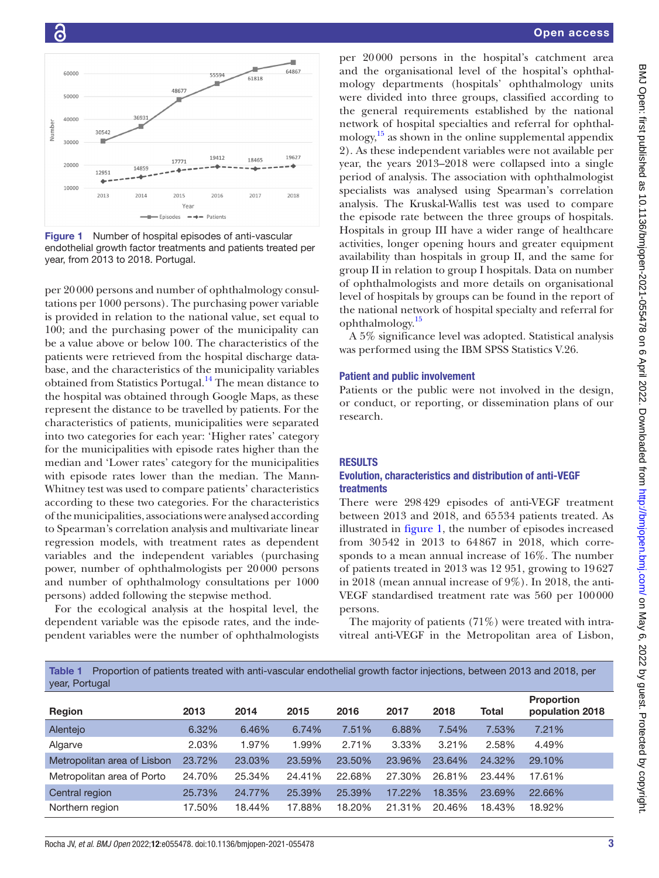Figure 1 Number of hospital episodes of anti-vascular endothelial growth factor treatments and patients treated per year, from 2013 to 2018. Portugal.

per 20 000 persons and number of ophthalmology consultations per 1000 persons). The purchasing power variable is provided in relation to the national value, set equal to 100; and the purchasing power of the municipality can be a value above or below 100. The characteristics of the patients were retrieved from the hospital discharge database, and the characteristics of the municipality variables obtained from Statistics Portugal.[14] The mean distance to the hospital was obtained through Google Maps, as these represent the distance to be travelled by patients. For the characteristics of patients, municipalities were separated into two categories for each year: 'Higher rates' category for the municipalities with episode rates higher than the median and 'Lower rates' category for the municipalities with episode rates lower than the median. The Mann-Whitney test was used to compare patients' characteristics according to these two categories. For the characteristics of the municipalities, associations were analysed according to Spearman's correlation analysis and multivariate linear regression models, with treatment rates as dependent variables and the independent variables (purchasing power, number of ophthalmologists per 20 000 persons and number of ophthalmology consultations per 1000 persons) added following the stepwise method.

For the ecological analysis at the hospital level, the dependent variable was the episode rates, and the independent variables were the number of ophthalmologists per 20 000 persons in the hospital's catchment area and the organisational level of the hospital's ophthalmology departments (hospitals' ophthalmology units were divided into three groups, classified according to the general requirements established by the national network of hospital specialties and referral for ophthalmology,[15] as shown in the online supplemental appendix 2). As these independent variables were not available per year, the years 2013–2018 were collapsed into a single period of analysis. The association with ophthalmologist specialists was analysed using Spearman's correlation analysis. The Kruskal-Wallis test was used to compare the episode rate between the three groups of hospitals. Hospitals in group III have a wider range of healthcare activities, longer opening hours and greater equipment availability than hospitals in group II, and the same for group II in relation to group I hospitals. Data on number of ophthalmologists and more details on organisational level of hospitals by groups can be found in the report of the national network of hospital specialty and referral for ophthalmology.[15]

A 5% significance level was adopted. Statistical analysis was performed using the IBM SPSS Statistics V.26.

### Patient and public involvement

Patients or the public were not involved in the design, or conduct, or reporting, or dissemination plans of our research.

## RESULTS

### Evolution, characteristics and distribution of anti-VEGF treatments

There were 298 429 episodes of anti-VEGF treatment between 2013 and 2018, and 65 534 patients treated. As illustrated in figure 1, the number of episodes increased from 30 542 in 2013 to 64 867 in 2018, which corresponds to a mean annual increase of 16%. The number of patients treated in 2013 was 12 951, growing to 19 627 in 2018 (mean annual increase of 9%). In 2018, the anti-VEGF standardised treatment rate was 560 per 100 000 persons.

The majority of patients (71%) were treated with intravitreal anti-VEGF in the Metropolitan area of Lisbon,

Table 1 Proportion of patients treated with anti-vascular endothelial growth factor injections, between 2013 and 2018, per year, Portugal

| Region | 2013 | 2014 | 2015 | 2016 | 2017 | 2018 | Total | Proportion population 2018 |
|---|---|---|---|---|---|---|---|---|
| Alentejo | 6.32% | 6.46% | 6.74% | 7.51% | 6.88% | 7.54% | 7.53% | 7.21% |
| Algarve | 2.03% | 1.97% | 1.99% | 2.71% | 3.33% | 3.21% | 2.58% | 4.49% |
| Metropolitan area of Lisbon | 23.72% | 23.03% | 23.59% | 23.50% | 23.96% | 23.64% | 24.32% | 29.10% |
| Metropolitan area of Porto | 24.70% | 25.34% | 24.41% | 22.68% | 27.30% | 26.81% | 23.44% | 17.61% |
| Central region | 25.73% | 24.77% | 25.39% | 25.39% | 17.22% | 18.35% | 23.69% | 22.66% |
| Northern region | 17.50% | 18.44% | 17.88% | 18.20% | 21.31% | 20.46% | 18.43% | 18.92% |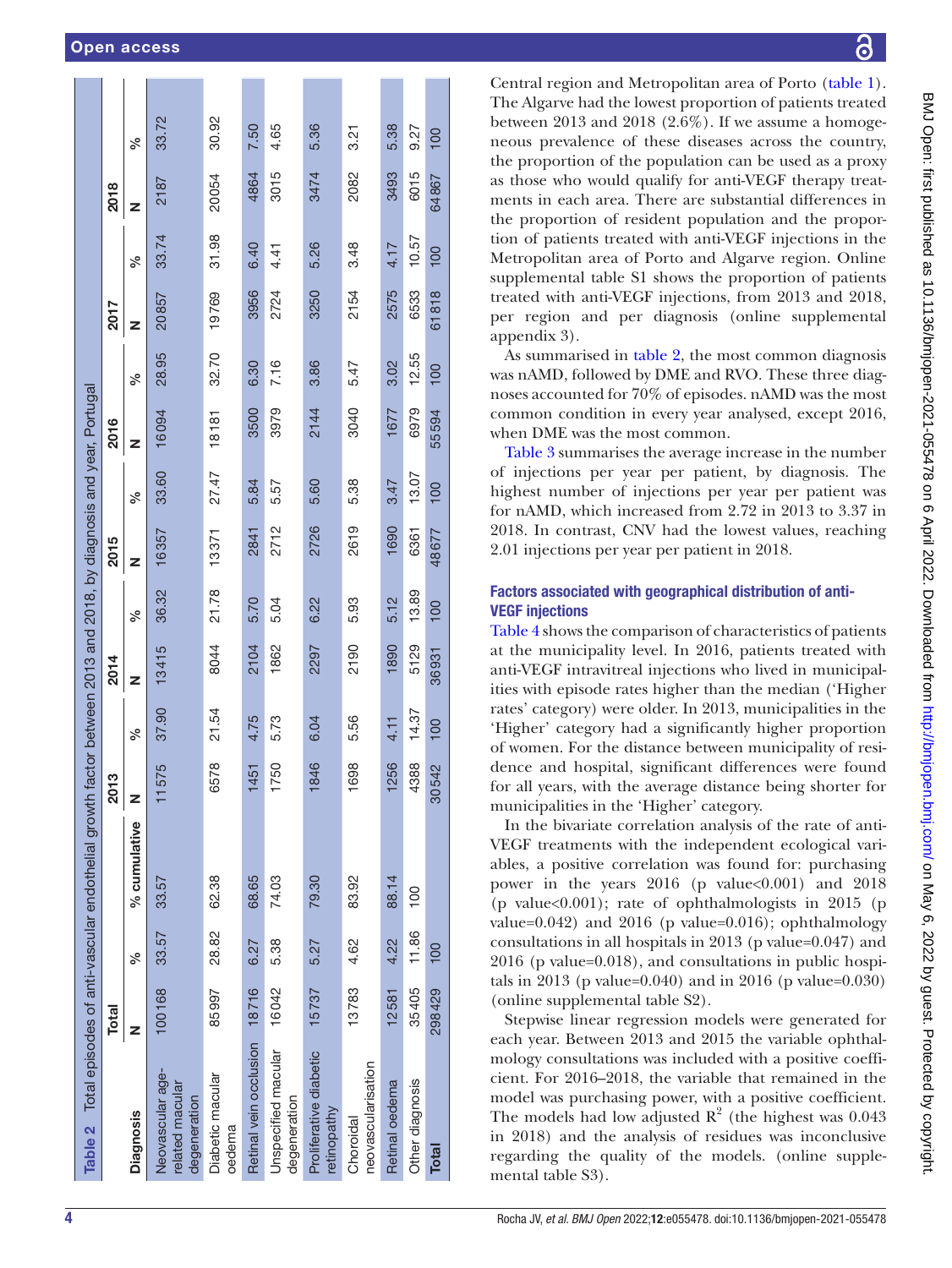Table 2 Total episodes of anti-vascular endothelial growth factor between 2013 and 2018, by diagnosis and year, Portugal

| Diagnosis | Total | | | 2013 | | 2014 | | 2015 | | 2016 | | 2017 | | 2018 | |
|---|---|---|---|---|---|---|---|---|---|---|---|---|---|---|---|
| | N | % | % cumulative | N | % | N | % | N | % | N | % | N | % | N | % |
| Neovascular age-related macular degeneration | 100168 | 33.57 | 33.57 | 11575 | 37.90 | 13415 | 36.32 | 16357 | 33.60 | 16094 | 28.95 | 20857 | 33.74 | 2187 | 33.72 |
| Diabetic macular oedema | 85997 | 28.82 | 62.38 | 6578 | 21.54 | 8044 | 21.78 | 13371 | 27.47 | 18181 | 32.70 | 19769 | 31.98 | 20054 | 30.92 |
| Retinal vein occlusion | 18716 | 6.27 | 68.65 | 1451 | 4.75 | 2104 | 5.70 | 2841 | 5.84 | 3500 | 6.30 | 3956 | 6.40 | 4864 | 7.50 |
| Unspecified macular degeneration | 16042 | 5.38 | 74.03 | 1750 | 5.73 | 1862 | 5.04 | 2712 | 5.57 | 3979 | 7.16 | 2724 | 4.41 | 3015 | 4.65 |
| Proliferative diabetic retinopathy | 15737 | 5.27 | 79.30 | 1846 | 6.04 | 2297 | 6.22 | 2726 | 5.60 | 2144 | 3.86 | 3250 | 5.26 | 3474 | 5.36 |
| Choroidal neovascularisation | 13783 | 4.62 | 83.92 | 1698 | 5.56 | 2190 | 5.93 | 2619 | 5.38 | 3040 | 5.47 | 2154 | 3.48 | 2082 | 3.21 |
| Retinal oedema | 12581 | 4.22 | 88.14 | 1256 | 4.11 | 1890 | 5.12 | 1690 | 3.47 | 1677 | 3.02 | 2575 | 4.17 | 3493 | 5.38 |
| Other diagnosis | 35405 | 11.86 | 100 | 4388 | 14.37 | 5129 | 13.89 | 6361 | 13.07 | 6979 | 12.55 | 6533 | 10.57 | 6015 | 9.27 |
| **Total** | 298429 | 100 | | 30542 | 100 | 36931 | 100 | 48677 | 100 | 55594 | 100 | 61818 | 100 | 64867 | 100 |

Central region and Metropolitan area of Porto (table 1). The Algarve had the lowest proportion of patients treated between 2013 and 2018 (2.6%). If we assume a homogeneous prevalence of these diseases across the country, the proportion of the population can be used as a proxy as those who would qualify for anti-VEGF therapy treatments in each area. There are substantial differences in the proportion of resident population and the proportion of patients treated with anti-VEGF injections in the Metropolitan area of Porto and Algarve region. Online supplemental table S1 shows the proportion of patients treated with anti-VEGF injections, from 2013 and 2018, per region and per diagnosis (online supplemental appendix 3).

As summarised in table 2, the most common diagnosis was nAMD, followed by DME and RVO. These three diagnoses accounted for 70% of episodes. nAMD was the most common condition in every year analysed, except 2016, when DME was the most common.

Table 3 summarises the average increase in the number of injections per year per patient, by diagnosis. The highest number of injections per year per patient was for nAMD, which increased from 2.72 in 2013 to 3.37 in 2018. In contrast, CNV had the lowest values, reaching 2.01 injections per year per patient in 2018.

### Factors associated with geographical distribution of anti-VEGF injections

Table 4 shows the comparison of characteristics of patients at the municipality level. In 2016, patients treated with anti-VEGF intravitreal injections who lived in municipalities with episode rates higher than the median ('Higher rates' category) were older. In 2013, municipalities in the 'Higher' category had a significantly higher proportion of women. For the distance between municipality of residence and hospital, significant differences were found for all years, with the average distance being shorter for municipalities in the 'Higher' category.

In the bivariate correlation analysis of the rate of anti-VEGF treatments with the independent ecological variables, a positive correlation was found for: purchasing power in the years 2016 (p value<0.001) and 2018 (p value<0.001); rate of ophthalmologists in 2015 (p value=0.042) and 2016 (p value=0.016); ophthalmology consultations in all hospitals in 2013 (p value=0.047) and 2016 (p value=0.018), and consultations in public hospitals in 2013 (p value=0.040) and in 2016 (p value=0.030) (online supplemental table S2).

Stepwise linear regression models were generated for each year. Between 2013 and 2015 the variable ophthalmology consultations was included with a positive coefficient. For 2016–2018, the variable that remained in the model was purchasing power, with a positive coefficient. The models had low adjusted $R^2$ (the highest was 0.043 in 2018) and the analysis of residues was inconclusive regarding the quality of the models. (online supplemental table S3).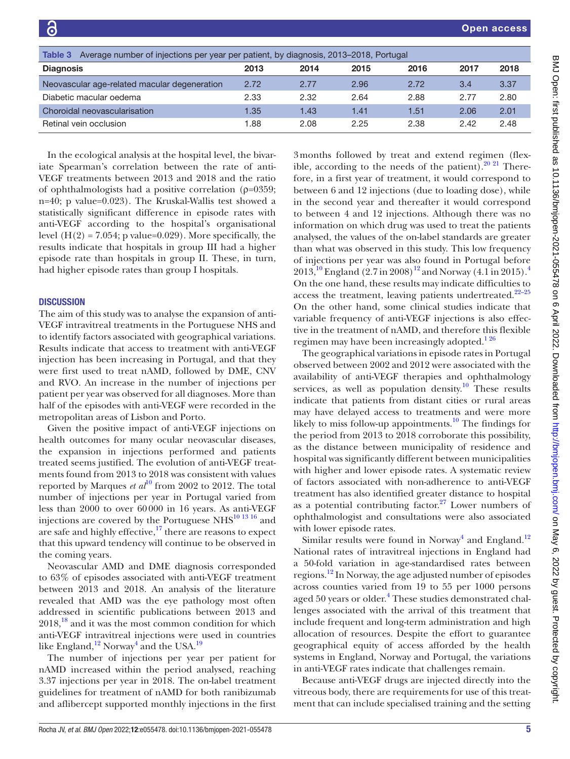Table 3 Average number of injections per year per patient, by diagnosis, 2013–2018, Portugal

| Diagnosis | 2013 | 2014 | 2015 | 2016 | 2017 | 2018 |
|---|---|---|---|---|---|---|
| Neovascular age-related macular degeneration | 2.72 | 2.77 | 2.96 | 2.72 | 3.4 | 3.37 |
| Diabetic macular oedema | 2.33 | 2.32 | 2.64 | 2.88 | 2.77 | 2.80 |
| Choroidal neovascularisation | 1.35 | 1.43 | 1.41 | 1.51 | 2.06 | 2.01 |
| Retinal vein occlusion | 1.88 | 2.08 | 2.25 | 2.38 | 2.42 | 2.48 |

In the ecological analysis at the hospital level, the bivariate Spearman's correlation between the rate of anti-VEGF treatments between 2013 and 2018 and the ratio of ophthalmologists had a positive correlation (ρ=0359; n=40; p value=0.023). The Kruskal-Wallis test showed a statistically significant difference in episode rates with anti-VEGF according to the hospital's organisational level (H(2) = 7.054; p value=0.029). More specifically, the results indicate that hospitals in group III had a higher episode rate than hospitals in group II. These, in turn, had higher episode rates than group I hospitals.

## DISCUSSION

The aim of this study was to analyse the expansion of anti-VEGF intravitreal treatments in the Portuguese NHS and to identify factors associated with geographical variations. Results indicate that access to treatment with anti-VEGF injection has been increasing in Portugal, and that they were first used to treat nAMD, followed by DME, CNV and RVO. An increase in the number of injections per patient per year was observed for all diagnoses. More than half of the episodes with anti-VEGF were recorded in the metropolitan areas of Lisbon and Porto.

Given the positive impact of anti-VEGF injections on health outcomes for many ocular neovascular diseases, the expansion in injections performed and patients treated seems justified. The evolution of anti-VEGF treatments found from 2013 to 2018 was consistent with values reported by Marques *et al*[10] from 2002 to 2012. The total number of injections per year in Portugal varied from less than 2000 to over 60000 in 16 years. As anti-VEGF injections are covered by the Portuguese NHS[10,13,16] and are safe and highly effective,[17] there are reasons to expect that this upward tendency will continue to be observed in the coming years.

Neovascular AMD and DME diagnosis corresponded to 63% of episodes associated with anti-VEGF treatment between 2013 and 2018. An analysis of the literature revealed that AMD was the eye pathology most often addressed in scientific publications between 2013 and 2018,[18] and it was the most common condition for which anti-VEGF intravitreal injections were used in countries like England,[12] Norway[4] and the USA.[19]

The number of injections per year per patient for nAMD increased within the period analysed, reaching 3.37 injections per year in 2018. The on-label treatment guidelines for treatment of nAMD for both ranibizumab and aflibercept supported monthly injections in the first 3 months followed by treat and extend regimen (flexible, according to the needs of the patient).[20,21] Therefore, in a first year of treatment, it would correspond to between 6 and 12 injections (due to loading dose), while in the second year and thereafter it would correspond to between 4 and 12 injections. Although there was no information on which drug was used to treat the patients analysed, the values of the on-label standards are greater than what was observed in this study. This low frequency of injections per year was also found in Portugal before 2013,[10] England (2.7 in 2008)[12] and Norway (4.1 in 2015).[4] On the one hand, these results may indicate difficulties to access the treatment, leaving patients undertreated.[22–25] On the other hand, some clinical studies indicate that variable frequency of anti-VEGF injections is also effective in the treatment of nAMD, and therefore this flexible regimen may have been increasingly adopted.[1,26]

The geographical variations in episode rates in Portugal observed between 2002 and 2012 were associated with the availability of anti-VEGF therapies and ophthalmology services, as well as population density.[10] These results indicate that patients from distant cities or rural areas may have delayed access to treatments and were more likely to miss follow-up appointments.[10] The findings for the period from 2013 to 2018 corroborate this possibility, as the distance between municipality of residence and hospital was significantly different between municipalities with higher and lower episode rates. A systematic review of factors associated with non-adherence to anti-VEGF treatment has also identified greater distance to hospital as a potential contributing factor.[27] Lower numbers of ophthalmologist and consultations were also associated with lower episode rates.

Similar results were found in Norway[4] and England.[12] National rates of intravitreal injections in England had a 50-fold variation in age-standardised rates between regions.[12] In Norway, the age adjusted number of episodes across counties varied from 19 to 55 per 1000 persons aged 50 years or older.[4] These studies demonstrated challenges associated with the arrival of this treatment that include frequent and long-term administration and high allocation of resources. Despite the effort to guarantee geographical equity of access afforded by the health systems in England, Norway and Portugal, the variations in anti-VEGF rates indicate that challenges remain.

Because anti-VEGF drugs are injected directly into the vitreous body, there are requirements for use of this treatment that can include specialised training and the setting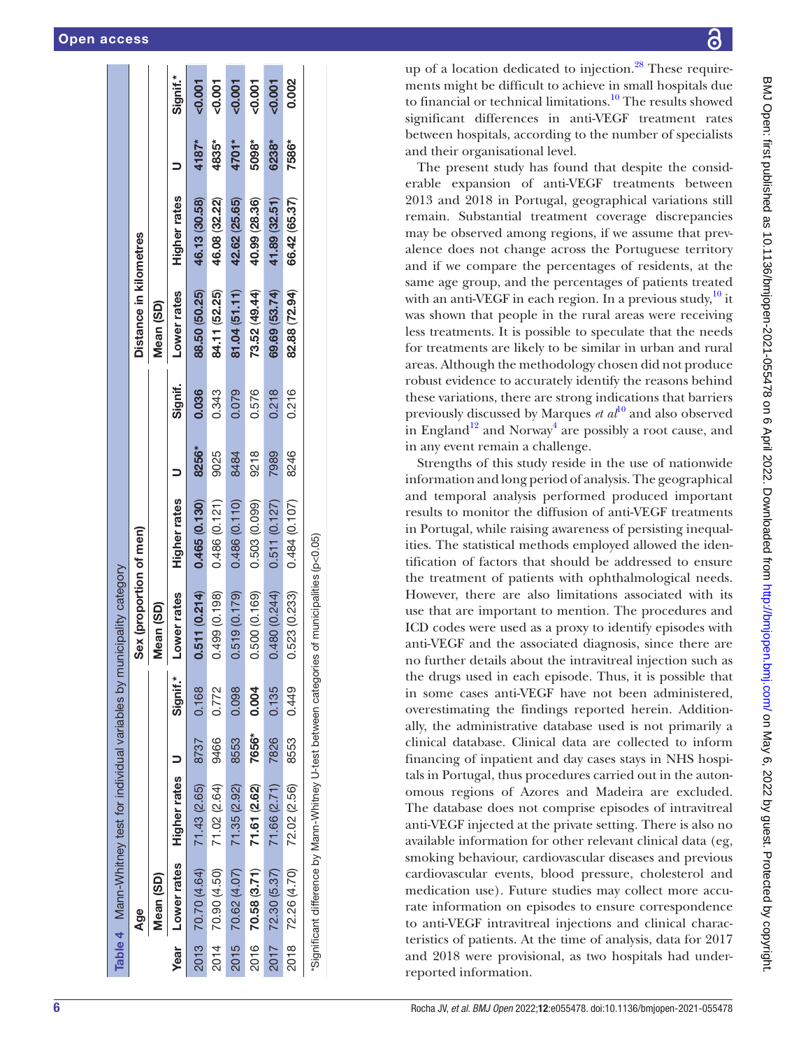**Table 4** Mann-Whitney test for individual variables by municipality category

| Year | Age | | | | Sex (proportion of men) | | | | Distance in kilometres | | | |
|---|---|---|---|---|---|---|---|---|---|---|---|---|
| | Mean (SD) | | | | Mean (SD) | | | | Mean (SD) | | | |
| | Lower rates | Higher rates | U | Signif.* | Lower rates | Higher rates | U | Signif. | Lower rates | Higher rates | U | Signif.* |
| 2013 | 70.70 (4.64) | 71.43 (2.65) | 8737 | 0.168 | **0.511 (0.214)** | **0.465 (0.130)** | **8256*** | **0.036** | **88.50 (50.25)** | **46.13 (30.58)** | **4187*** | **<0.001** |
| 2014 | 70.90 (4.50) | 71.02 (2.64) | 9466 | 0.772 | 0.499 (0.198) | 0.486 (0.121) | 9025 | 0.343 | **84.11 (52.25)** | **46.08 (32.22)** | **4835*** | **<0.001** |
| 2015 | 70.62 (4.07) | 71.35 (2.92) | 8553 | 0.098 | 0.519 (0.179) | 0.486 (0.110) | 8484 | 0.079 | **81.04 (51.11)** | **42.62 (25.65)** | **4701*** | **<0.001** |
| 2016 | **70.58 (3.71)** | **71.61 (2.62)** | **7656*** | **0.004** | 0.500 (0.169) | 0.503 (0.099) | 9218 | 0.576 | **73.52 (49.44)** | **40.99 (28.36)** | **5098*** | **<0.001** |
| 2017 | 72.30 (5.37) | 71.66 (2.71) | 7826 | 0.135 | 0.480 (0.244) | 0.511 (0.127) | 7989 | 0.218 | **69.69 (53.74)** | **41.89 (32.51)** | **6238*** | **<0.001** |
| 2018 | 72.26 (4.70) | 72.02 (2.56) | 8553 | 0.449 | 0.523 (0.233) | 0.484 (0.107) | 8246 | 0.216 | **82.88 (72.94)** | **66.42 (65.37)** | **7586*** | **0.002** |

*Significant difference by Mann-Whitney U-test between categories of municipalities (p<0.05)

up of a location dedicated to injection.[28] These requirements might be difficult to achieve in small hospitals due to financial or technical limitations.[10] The results showed significant differences in anti-VEGF treatment rates between hospitals, according to the number of specialists and their organisational level.

The present study has found that despite the considerable expansion of anti-VEGF treatments between 2013 and 2018 in Portugal, geographical variations still remain. Substantial treatment coverage discrepancies may be observed among regions, if we assume that prevalence does not change across the Portuguese territory and if we compare the percentages of residents, at the same age group, and the percentages of patients treated with an anti-VEGF in each region. In a previous study,[10] it was shown that people in the rural areas were receiving less treatments. It is possible to speculate that the needs for treatments are likely to be similar in urban and rural areas. Although the methodology chosen did not produce robust evidence to accurately identify the reasons behind these variations, there are strong indications that barriers previously discussed by Marques *et al*[10] and also observed in England[12] and Norway[4] are possibly a root cause, and in any event remain a challenge.

Strengths of this study reside in the use of nationwide information and long period of analysis. The geographical and temporal analysis performed produced important results to monitor the diffusion of anti-VEGF treatments in Portugal, while raising awareness of persisting inequalities. The statistical methods employed allowed the identification of factors that should be addressed to ensure the treatment of patients with ophthalmological needs. However, there are also limitations associated with its use that are important to mention. The procedures and ICD codes were used as a proxy to identify episodes with anti-VEGF and the associated diagnosis, since there are no further details about the intravitreal injection such as the drugs used in each episode. Thus, it is possible that in some cases anti-VEGF have not been administered, overestimating the findings reported herein. Additionally, the administrative database used is not primarily a clinical database. Clinical data are collected to inform financing of inpatient and day cases stays in NHS hospitals in Portugal, thus procedures carried out in the autonomous regions of Azores and Madeira are excluded. The database does not comprise episodes of intravitreal anti-VEGF injected at the private setting. There is also no available information for other relevant clinical data (eg, smoking behaviour, cardiovascular diseases and previous cardiovascular events, blood pressure, cholesterol and medication use). Future studies may collect more accurate information on episodes to ensure correspondence to anti-VEGF intravitreal injections and clinical characteristics of patients. At the time of analysis, data for 2017 and 2018 were provisional, as two hospitals had underreported information.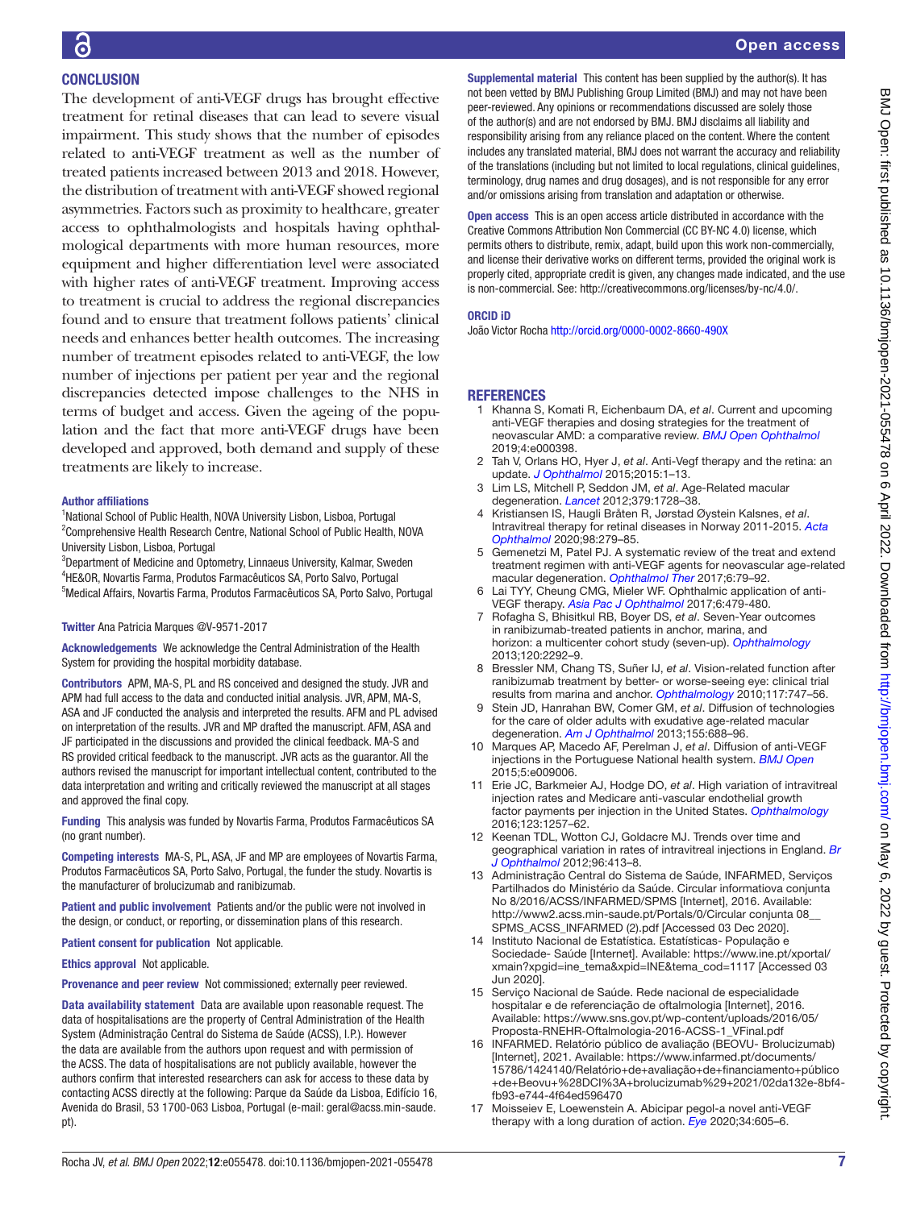## CONCLUSION

The development of anti-VEGF drugs has brought effective treatment for retinal diseases that can lead to severe visual impairment. This study shows that the number of episodes related to anti-VEGF treatment as well as the number of treated patients increased between 2013 and 2018. However, the distribution of treatment with anti-VEGF showed regional asymmetries. Factors such as proximity to healthcare, greater access to ophthalmologists and hospitals having ophthalmological departments with more human resources, more equipment and higher differentiation level were associated with higher rates of anti-VEGF treatment. Improving access to treatment is crucial to address the regional discrepancies found and to ensure that treatment follows patients' clinical needs and enhances better health outcomes. The increasing number of treatment episodes related to anti-VEGF, the low number of injections per patient per year and the regional discrepancies detected impose challenges to the NHS in terms of budget and access. Given the ageing of the population and the fact that more anti-VEGF drugs have been developed and approved, both demand and supply of these treatments are likely to increase.

#### Author affiliations

[1]National School of Public Health, NOVA University Lisbon, Lisboa, Portugal
[2]Comprehensive Health Research Centre, National School of Public Health, NOVA University Lisbon, Lisboa, Portugal
[3]Department of Medicine and Optometry, Linnaeus University, Kalmar, Sweden
[4]HE&OR, Novartis Farma, Produtos Farmacêuticos SA, Porto Salvo, Portugal
[5]Medical Affairs, Novartis Farma, Produtos Farmacêuticos SA, Porto Salvo, Portugal

**Twitter** Ana Patricia Marques @V-9571-2017

**Acknowledgements** We acknowledge the Central Administration of the Health System for providing the hospital morbidity database.

**Contributors** APM, MA-S, PL and RS conceived and designed the study. JVR and APM had full access to the data and conducted initial analysis. JVR, APM, MA-S, ASA and JF conducted the analysis and interpreted the results. AFM and PL advised on interpretation of the results. JVR and MP drafted the manuscript. AFM, ASA and JF participated in the discussions and provided the clinical feedback. MA-S and RS provided critical feedback to the manuscript. JVR acts as the guarantor. All the authors revised the manuscript for important intellectual content, contributed to the data interpretation and writing and critically reviewed the manuscript at all stages and approved the final copy.

**Funding** This analysis was funded by Novartis Farma, Produtos Farmacêuticos SA (no grant number).

**Competing interests** MA-S, PL, ASA, JF and MP are employees of Novartis Farma, Produtos Farmacêuticos SA, Porto Salvo, Portugal, the funder the study. Novartis is the manufacturer of brolucizumab and ranibizumab.

**Patient and public involvement** Patients and/or the public were not involved in the design, or conduct, or reporting, or dissemination plans of this research.

**Patient consent for publication** Not applicable.

**Ethics approval** Not applicable.

**Provenance and peer review** Not commissioned; externally peer reviewed.

**Data availability statement** Data are available upon reasonable request. The data of hospitalisations are the property of Central Administration of the Health System (Administração Central do Sistema de Saúde (ACSS), I.P.). However the data are available from the authors upon request and with permission of the ACSS. The data of hospitalisations are not publicly available, however the authors confirm that interested researchers can ask for access to these data by contacting ACSS directly at the following: Parque da Saúde da Lisboa, Edifício 16, Avenida do Brasil, 53 1700-063 Lisboa, Portugal (e-mail: geral@acss.min-saude.pt).

**Supplemental material** This content has been supplied by the author(s). It has not been vetted by BMJ Publishing Group Limited (BMJ) and may not have been peer-reviewed. Any opinions or recommendations discussed are solely those of the author(s) and are not endorsed by BMJ. BMJ disclaims all liability and responsibility arising from any reliance placed on the content. Where the content includes any translated material, BMJ does not warrant the accuracy and reliability of the translations (including but not limited to local regulations, clinical guidelines, terminology, drug names and drug dosages), and is not responsible for any error and/or omissions arising from translation and adaptation or otherwise.

**Open access** This is an open access article distributed in accordance with the Creative Commons Attribution Non Commercial (CC BY-NC 4.0) license, which permits others to distribute, remix, adapt, build upon this work non-commercially, and license their derivative works on different terms, provided the original work is properly cited, appropriate credit is given, any changes made indicated, and the use is non-commercial. See: http://creativecommons.org/licenses/by-nc/4.0/.

#### ORCID iD

João Victor Rocha http://orcid.org/0000-0002-8660-490X

## REFERENCES

1. Khanna S, Komati R, Eichenbaum DA, *et al*. Current and upcoming anti-VEGF therapies and dosing strategies for the treatment of neovascular AMD: a comparative review. *BMJ Open Ophthalmol* 2019;4:e000398.
2. Tah V, Orlans HO, Hyer J, *et al*. Anti-Vegf therapy and the retina: an update. *J Ophthalmol* 2015;2015:1–13.
3. Lim LS, Mitchell P, Seddon JM, *et al*. Age-Related macular degeneration. *Lancet* 2012;379:1728–38.
4. Kristiansen IS, Haugli Bråten R, Jørstad Øystein Kalsnes, *et al*. Intravitreal therapy for retinal diseases in Norway 2011-2015. *Acta Ophthalmol* 2020;98:279–85.
5. Gemenetzi M, Patel PJ. A systematic review of the treat and extend treatment regimen with anti-VEGF agents for neovascular age-related macular degeneration. *Ophthalmol Ther* 2017;6:79–92.
6. Lai TYY, Cheung CMG, Mieler WF. Ophthalmic application of anti-VEGF therapy. *Asia Pac J Ophthalmol* 2017;6:479-480.
7. Rofagha S, Bhisitkul RB, Boyer DS, *et al*. Seven-Year outcomes in ranibizumab-treated patients in anchor, marina, and horizon: a multicenter cohort study (seven-up). *Ophthalmology* 2013;120:2292–9.
8. Bressler NM, Chang TS, Suñer IJ, *et al*. Vision-related function after ranibizumab treatment by better- or worse-seeing eye: clinical trial results from marina and anchor. *Ophthalmology* 2010;117:747–56.
9. Stein JD, Hanrahan BW, Comer GM, *et al*. Diffusion of technologies for the care of older adults with exudative age-related macular degeneration. *Am J Ophthalmol* 2013;155:688–96.
10. Marques AP, Macedo AF, Perelman J, *et al*. Diffusion of anti-VEGF injections in the Portuguese National health system. *BMJ Open* 2015;5:e009006.
11. Erie JC, Barkmeier AJ, Hodge DO, *et al*. High variation of intravitreal injection rates and Medicare anti-vascular endothelial growth factor payments per injection in the United States. *Ophthalmology* 2016;123:1257–62.
12. Keenan TDL, Wotton CJ, Goldacre MJ. Trends over time and geographical variation in rates of intravitreal injections in England. *Br J Ophthalmol* 2012;96:413–8.
13. Administração Central do Sistema de Saúde, INFARMED, Serviços Partilhados do Ministério da Saúde. Circular informativa conjunta No 8/2016/ACSS/INFARMED/SPMS [Internet], 2016. Available: http://www2.acss.min-saude.pt/Portals/0/Circular conjunta 08__SPMS_ACSS_INFARMED (2).pdf [Accessed 03 Dec 2020].
14. Instituto Nacional de Estatística. Estatísticas- População e Sociedade- Saúde [Internet]. Available: https://www.ine.pt/xportal/xmain?xpgid=ine_tema&xpid=INE&tema_cod=1117 [Accessed 03 Jun 2020].
15. Serviço Nacional de Saúde. Rede nacional de especialidade hospitalar e de referenciação de oftalmologia [Internet], 2016. Available: https://www.sns.gov.pt/wp-content/uploads/2016/05/Proposta-RNEHR-Oftalmologia-2016-ACSS-1_VFinal.pdf
16. INFARMED. Relatório público de avaliação (BEOVU- Brolucizumab) [Internet], 2021. Available: https://www.infarmed.pt/documents/15786/1424140/Relatório+de+avaliação+de+financiamento+público+de+Beovu+%28DCI%3A+brolucizumab%29+2021/02da132e-8bf4-fb93-e744-4f64ed596470
17. Moisseiev E, Loewenstein A. Abicipar pegol-a novel anti-VEGF therapy with a long duration of action. *Eye* 2020;34:605–6.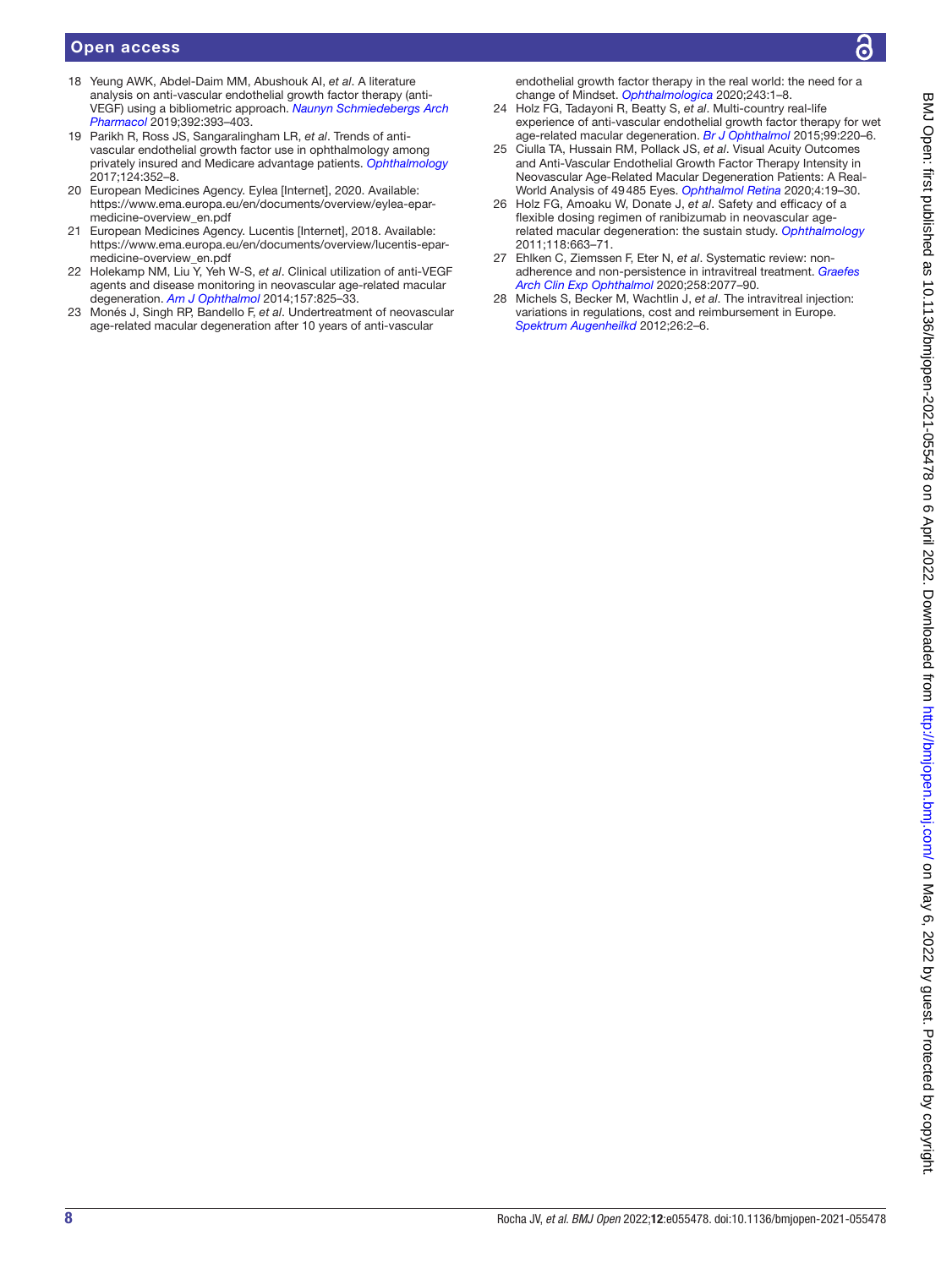18 Yeung AWK, Abdel-Daim MM, Abushouk AI, *et al*. A literature analysis on anti-vascular endothelial growth factor therapy (anti-VEGF) using a bibliometric approach. *Naunyn Schmiedebergs Arch Pharmacol* 2019;392:393–403.
19 Parikh R, Ross JS, Sangaralingham LR, *et al*. Trends of anti-vascular endothelial growth factor use in ophthalmology among privately insured and Medicare advantage patients. *Ophthalmology* 2017;124:352–8.
20 European Medicines Agency. Eylea [Internet], 2020. Available: https://www.ema.europa.eu/en/documents/overview/eylea-epar-medicine-overview_en.pdf
21 European Medicines Agency. Lucentis [Internet], 2018. Available: https://www.ema.europa.eu/en/documents/overview/lucentis-epar-medicine-overview_en.pdf
22 Holekamp NM, Liu Y, Yeh W-S, *et al*. Clinical utilization of anti-VEGF agents and disease monitoring in neovascular age-related macular degeneration. *Am J Ophthalmol* 2014;157:825–33.
23 Monés J, Singh RP, Bandello F, *et al*. Undertreatment of neovascular age-related macular degeneration after 10 years of anti-vascular endothelial growth factor therapy in the real world: the need for a change of Mindset. *Ophthalmologica* 2020;243:1–8.
24 Holz FG, Tadayoni R, Beatty S, *et al*. Multi-country real-life experience of anti-vascular endothelial growth factor therapy for wet age-related macular degeneration. *Br J Ophthalmol* 2015;99:220–6.
25 Ciulla TA, Hussain RM, Pollack JS, *et al*. Visual Acuity Outcomes and Anti-Vascular Endothelial Growth Factor Therapy Intensity in Neovascular Age-Related Macular Degeneration Patients: A Real-World Analysis of 49 485 Eyes. *Ophthalmol Retina* 2020;4:19–30.
26 Holz FG, Amoaku W, Donate J, *et al*. Safety and efficacy of a flexible dosing regimen of ranibizumab in neovascular age-related macular degeneration: the sustain study. *Ophthalmology* 2011;118:663–71.
27 Ehlken C, Ziemssen F, Eter N, *et al*. Systematic review: non-adherence and non-persistence in intravitreal treatment. *Graefes Arch Clin Exp Ophthalmol* 2020;258:2077–90.
28 Michels S, Becker M, Wachtlin J, *et al*. The intravitreal injection: variations in regulations, cost and reimbursement in Europe. *Spektrum Augenheilkd* 2012;26:2–6.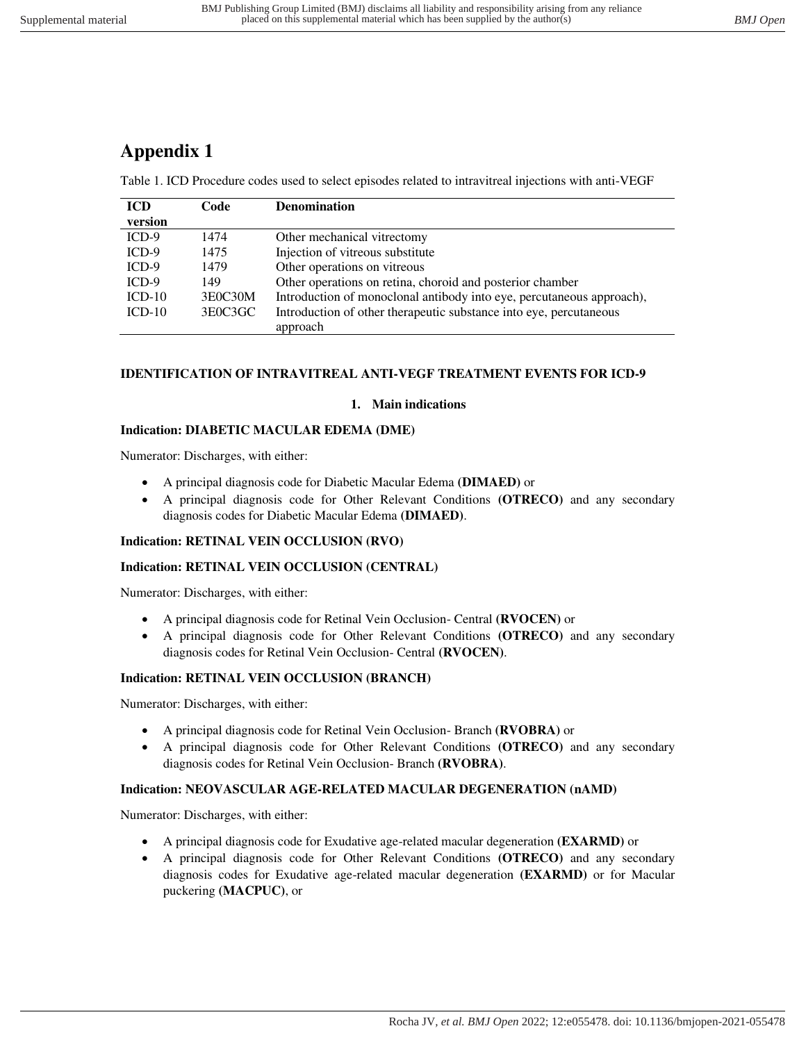# Appendix 1

Table 1. ICD Procedure codes used to select episodes related to intravitreal injections with anti-VEGF

| ICD version | Code | Denomination |
|---|---|---|
| ICD-9 | 1474 | Other mechanical vitrectomy |
| ICD-9 | 1475 | Injection of vitreous substitute |
| ICD-9 | 1479 | Other operations on vitreous |
| ICD-9 | 149 | Other operations on retina, choroid and posterior chamber |
| ICD-10 | 3E0C30M | Introduction of monoclonal antibody into eye, percutaneous approach), |
| ICD-10 | 3E0C3GC | Introduction of other therapeutic substance into eye, percutaneous approach |

**IDENTIFICATION OF INTRAVITREAL ANTI-VEGF TREATMENT EVENTS FOR ICD-9**

**1. Main indications**

**Indication: DIABETIC MACULAR EDEMA (DME)**

Numerator: Discharges, with either:

- A principal diagnosis code for Diabetic Macular Edema **(DIMAED)** or
- A principal diagnosis code for Other Relevant Conditions **(OTRECO)** and any secondary diagnosis codes for Diabetic Macular Edema **(DIMAED)**.

**Indication: RETINAL VEIN OCCLUSION (RVO)**

**Indication: RETINAL VEIN OCCLUSION (CENTRAL)**

Numerator: Discharges, with either:

- A principal diagnosis code for Retinal Vein Occlusion- Central **(RVOCEN)** or
- A principal diagnosis code for Other Relevant Conditions **(OTRECO)** and any secondary diagnosis codes for Retinal Vein Occlusion- Central **(RVOCEN)**.

**Indication: RETINAL VEIN OCCLUSION (BRANCH)**

Numerator: Discharges, with either:

- A principal diagnosis code for Retinal Vein Occlusion- Branch **(RVOBRA)** or
- A principal diagnosis code for Other Relevant Conditions **(OTRECO)** and any secondary diagnosis codes for Retinal Vein Occlusion- Branch **(RVOBRA)**.

**Indication: NEOVASCULAR AGE-RELATED MACULAR DEGENERATION (nAMD)**

Numerator: Discharges, with either:

- A principal diagnosis code for Exudative age-related macular degeneration **(EXARMD)** or
- A principal diagnosis code for Other Relevant Conditions **(OTRECO)** and any secondary diagnosis codes for Exudative age-related macular degeneration **(EXARMD)** or for Macular puckering **(MACPUC)**, or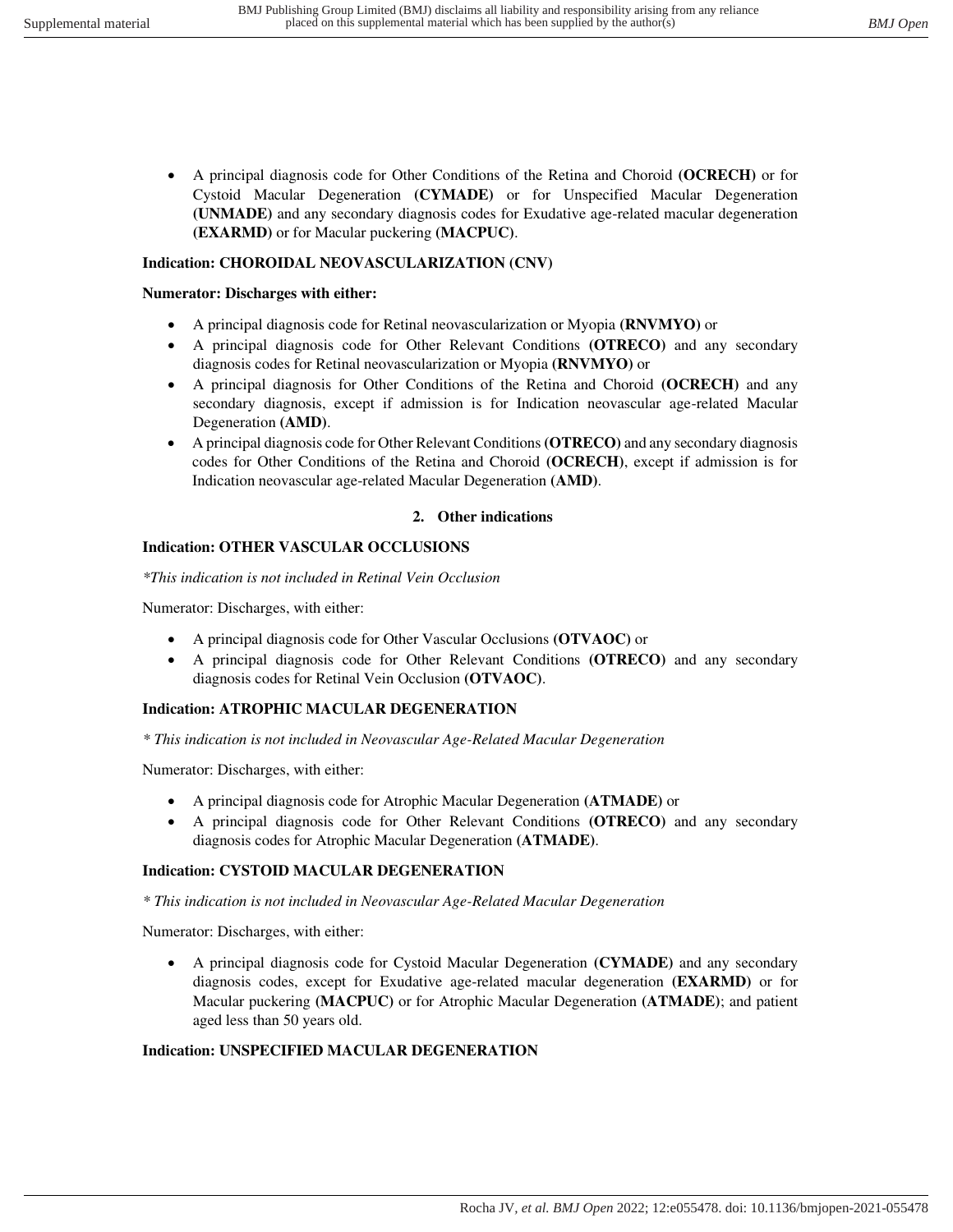- A principal diagnosis code for Other Conditions of the Retina and Choroid **(OCRECH)** or for Cystoid Macular Degeneration **(CYMADE)** or for Unspecified Macular Degeneration **(UNMADE)** and any secondary diagnosis codes for Exudative age-related macular degeneration **(EXARMD)** or for Macular puckering **(MACPUC)**.

**Indication: CHOROIDAL NEOVASCULARIZATION (CNV)**

**Numerator: Discharges with either:**

- A principal diagnosis code for Retinal neovascularization or Myopia **(RNVMYO)** or
- A principal diagnosis code for Other Relevant Conditions **(OTRECO)** and any secondary diagnosis codes for Retinal neovascularization or Myopia **(RNVMYO)** or
- A principal diagnosis for Other Conditions of the Retina and Choroid **(OCRECH)** and any secondary diagnosis, except if admission is for Indication neovascular age-related Macular Degeneration **(AMD)**.
- A principal diagnosis code for Other Relevant Conditions **(OTRECO)** and any secondary diagnosis codes for Other Conditions of the Retina and Choroid **(OCRECH)**, except if admission is for Indication neovascular age-related Macular Degeneration **(AMD)**.

## 2. Other indications

**Indication: OTHER VASCULAR OCCLUSIONS**

*\*This indication is not included in Retinal Vein Occlusion*

Numerator: Discharges, with either:

- A principal diagnosis code for Other Vascular Occlusions **(OTVAOC)** or
- A principal diagnosis code for Other Relevant Conditions **(OTRECO)** and any secondary diagnosis codes for Retinal Vein Occlusion **(OTVAOC)**.

**Indication: ATROPHIC MACULAR DEGENERATION**

*\* This indication is not included in Neovascular Age-Related Macular Degeneration*

Numerator: Discharges, with either:

- A principal diagnosis code for Atrophic Macular Degeneration **(ATMADE)** or
- A principal diagnosis code for Other Relevant Conditions **(OTRECO)** and any secondary diagnosis codes for Atrophic Macular Degeneration **(ATMADE)**.

**Indication: CYSTOID MACULAR DEGENERATION**

*\* This indication is not included in Neovascular Age-Related Macular Degeneration*

Numerator: Discharges, with either:

- A principal diagnosis code for Cystoid Macular Degeneration **(CYMADE)** and any secondary diagnosis codes, except for Exudative age-related macular degeneration **(EXARMD)** or for Macular puckering **(MACPUC)** or for Atrophic Macular Degeneration **(ATMADE)**; and patient aged less than 50 years old.

**Indication: UNSPECIFIED MACULAR DEGENERATION**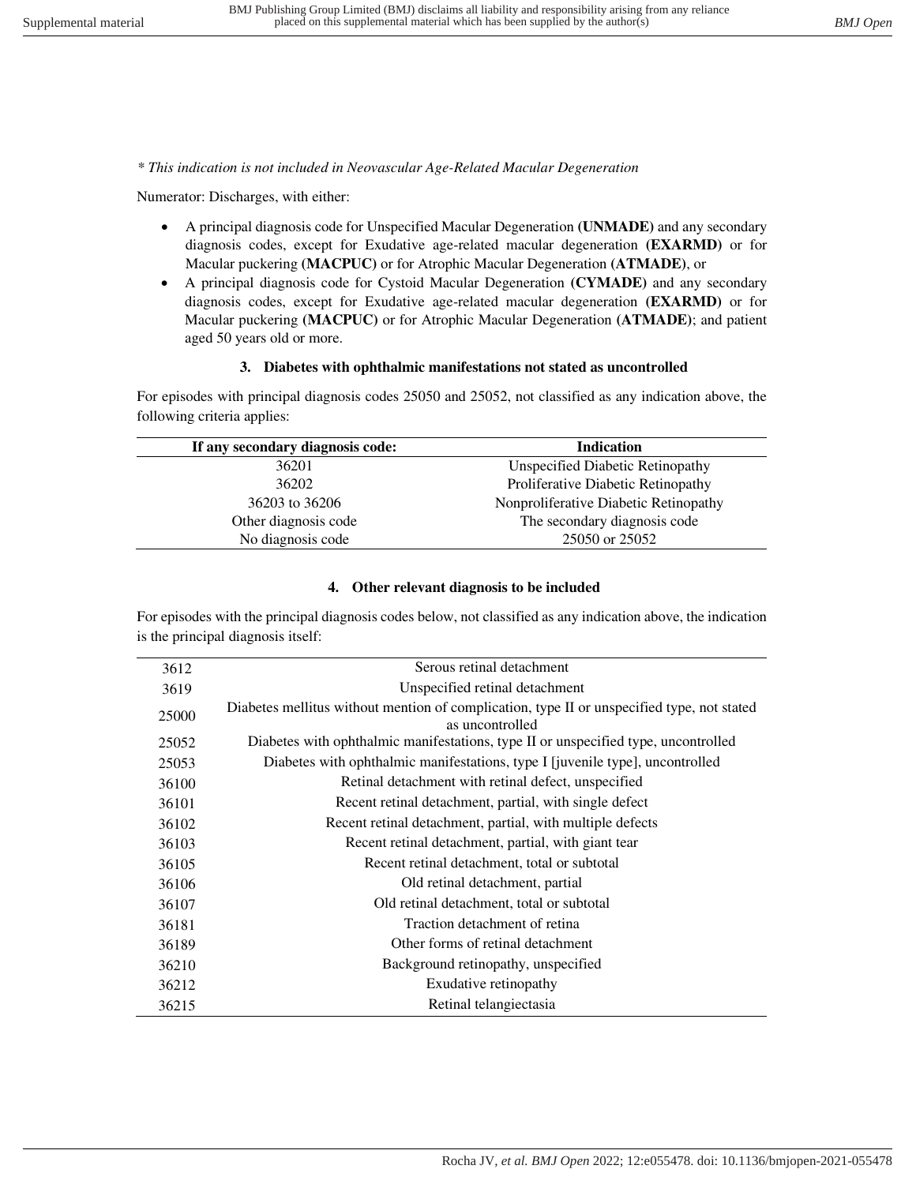*\* This indication is not included in Neovascular Age-Related Macular Degeneration*

Numerator: Discharges, with either:

- A principal diagnosis code for Unspecified Macular Degeneration **(UNMADE)** and any secondary diagnosis codes, except for Exudative age-related macular degeneration **(EXARMD)** or for Macular puckering **(MACPUC)** or for Atrophic Macular Degeneration **(ATMADE)**, or
- A principal diagnosis code for Cystoid Macular Degeneration **(CYMADE)** and any secondary diagnosis codes, except for Exudative age-related macular degeneration **(EXARMD)** or for Macular puckering **(MACPUC)** or for Atrophic Macular Degeneration **(ATMADE)**; and patient aged 50 years old or more.

### 3. Diabetes with ophthalmic manifestations not stated as uncontrolled

For episodes with principal diagnosis codes 25050 and 25052, not classified as any indication above, the following criteria applies:

| If any secondary diagnosis code: | Indication |
|---|---|
| 36201 | Unspecified Diabetic Retinopathy |
| 36202 | Proliferative Diabetic Retinopathy |
| 36203 to 36206 | Nonproliferative Diabetic Retinopathy |
| Other diagnosis code | The secondary diagnosis code |
| No diagnosis code | 25050 or 25052 |

### 4. Other relevant diagnosis to be included

For episodes with the principal diagnosis codes below, not classified as any indication above, the indication is the principal diagnosis itself:

| | |
|---|---|
| 3612 | Serous retinal detachment |
| 3619 | Unspecified retinal detachment |
| 25000 | Diabetes mellitus without mention of complication, type II or unspecified type, not stated as uncontrolled |
| 25052 | Diabetes with ophthalmic manifestations, type II or unspecified type, uncontrolled |
| 25053 | Diabetes with ophthalmic manifestations, type I [juvenile type], uncontrolled |
| 36100 | Retinal detachment with retinal defect, unspecified |
| 36101 | Recent retinal detachment, partial, with single defect |
| 36102 | Recent retinal detachment, partial, with multiple defects |
| 36103 | Recent retinal detachment, partial, with giant tear |
| 36105 | Recent retinal detachment, total or subtotal |
| 36106 | Old retinal detachment, partial |
| 36107 | Old retinal detachment, total or subtotal |
| 36181 | Traction detachment of retina |
| 36189 | Other forms of retinal detachment |
| 36210 | Background retinopathy, unspecified |
| 36212 | Exudative retinopathy |
| 36215 | Retinal telangiectasia |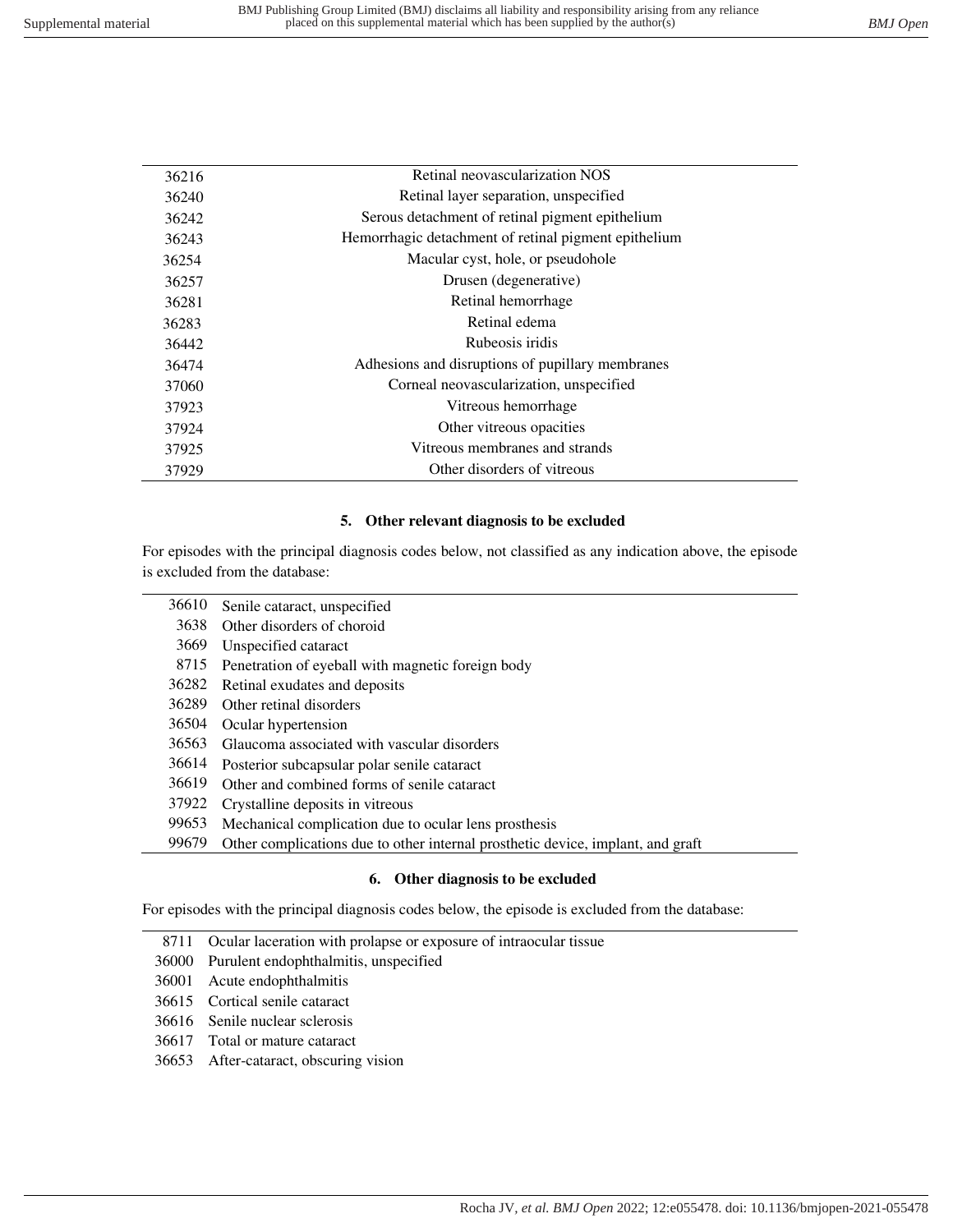| | |
|---|---|
| 36216 | Retinal neovascularization NOS |
| 36240 | Retinal layer separation, unspecified |
| 36242 | Serous detachment of retinal pigment epithelium |
| 36243 | Hemorrhagic detachment of retinal pigment epithelium |
| 36254 | Macular cyst, hole, or pseudohole |
| 36257 | Drusen (degenerative) |
| 36281 | Retinal hemorrhage |
| 36283 | Retinal edema |
| 36442 | Rubeosis iridis |
| 36474 | Adhesions and disruptions of pupillary membranes |
| 37060 | Corneal neovascularization, unspecified |
| 37923 | Vitreous hemorrhage |
| 37924 | Other vitreous opacities |
| 37925 | Vitreous membranes and strands |
| 37929 | Other disorders of vitreous |

**5. Other relevant diagnosis to be excluded**

For episodes with the principal diagnosis codes below, not classified as any indication above, the episode is excluded from the database:

| | |
|---|---|
| 36610 | Senile cataract, unspecified |
| 3638 | Other disorders of choroid |
| 3669 | Unspecified cataract |
| 8715 | Penetration of eyeball with magnetic foreign body |
| 36282 | Retinal exudates and deposits |
| 36289 | Other retinal disorders |
| 36504 | Ocular hypertension |
| 36563 | Glaucoma associated with vascular disorders |
| 36614 | Posterior subcapsular polar senile cataract |
| 36619 | Other and combined forms of senile cataract |
| 37922 | Crystalline deposits in vitreous |
| 99653 | Mechanical complication due to ocular lens prosthesis |
| 99679 | Other complications due to other internal prosthetic device, implant, and graft |

**6. Other diagnosis to be excluded**

For episodes with the principal diagnosis codes below, the episode is excluded from the database:

| | |
|---|---|
| 8711 | Ocular laceration with prolapse or exposure of intraocular tissue |
| 36000 | Purulent endophthalmitis, unspecified |
| 36001 | Acute endophthalmitis |
| 36615 | Cortical senile cataract |
| 36616 | Senile nuclear sclerosis |
| 36617 | Total or mature cataract |
| 36653 | After-cataract, obscuring vision |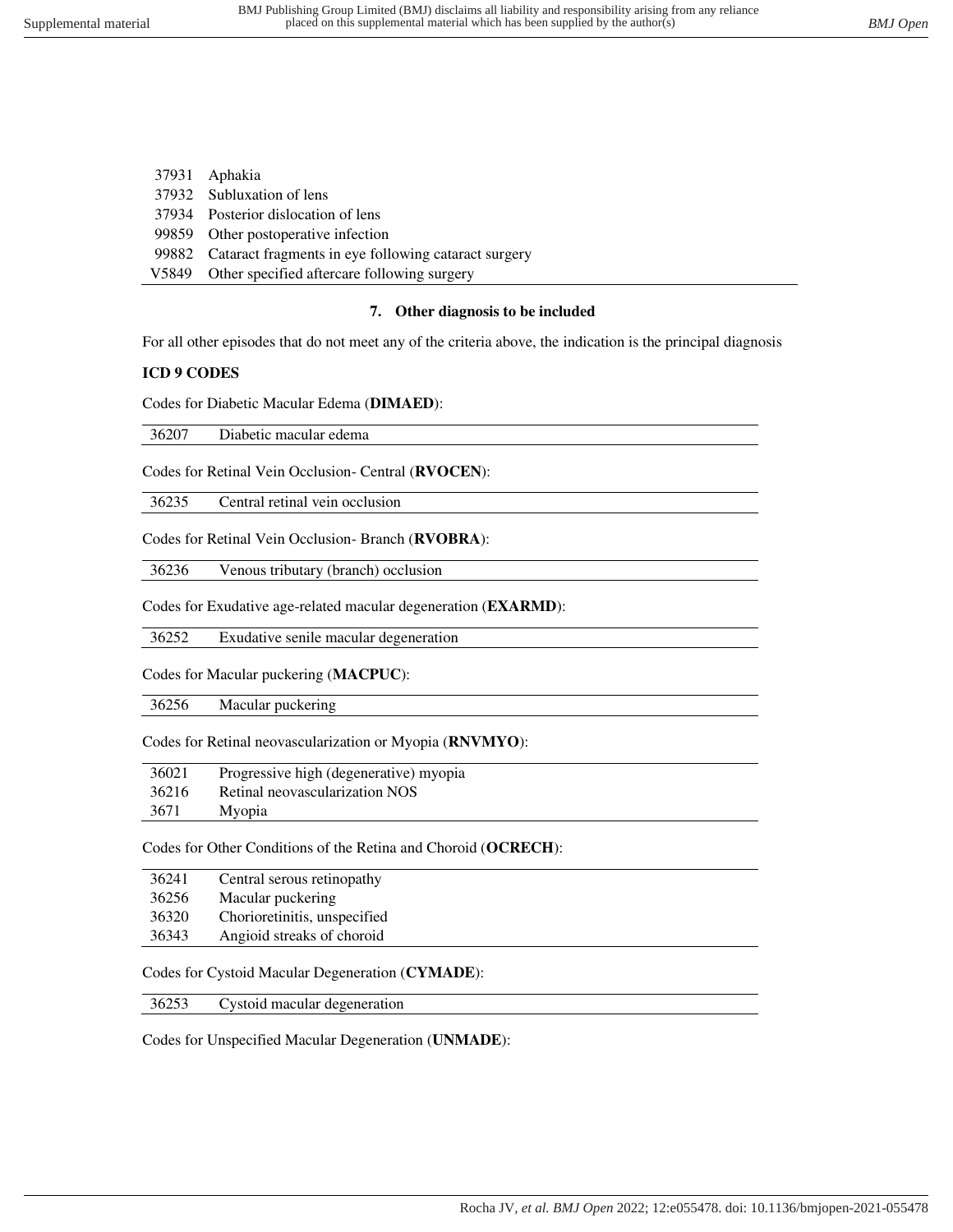| | |
|---|---|
| 37931 | Aphakia |
| 37932 | Subluxation of lens |
| 37934 | Posterior dislocation of lens |
| 99859 | Other postoperative infection |
| 99882 | Cataract fragments in eye following cataract surgery |
| V5849 | Other specified aftercare following surgery |

### 7. Other diagnosis to be included

For all other episodes that do not meet any of the criteria above, the indication is the principal diagnosis

**ICD 9 CODES**

Codes for Diabetic Macular Edema (**DIMAED**):

| | |
|---|---|
| 36207 | Diabetic macular edema |

Codes for Retinal Vein Occlusion- Central (**RVOCEN**):

| | |
|---|---|
| 36235 | Central retinal vein occlusion |

Codes for Retinal Vein Occlusion- Branch (**RVOBRA**):

| | |
|---|---|
| 36236 | Venous tributary (branch) occlusion |

Codes for Exudative age-related macular degeneration (**EXARMD**):

| | |
|---|---|
| 36252 | Exudative senile macular degeneration |

Codes for Macular puckering (**MACPUC**):

| | |
|---|---|
| 36256 | Macular puckering |

Codes for Retinal neovascularization or Myopia (**RNVMYO**):

| | |
|---|---|
| 36021 | Progressive high (degenerative) myopia |
| 36216 | Retinal neovascularization NOS |
| 3671 | Myopia |

Codes for Other Conditions of the Retina and Choroid (**OCRECH**):

| | |
|---|---|
| 36241 | Central serous retinopathy |
| 36256 | Macular puckering |
| 36320 | Chorioretinitis, unspecified |
| 36343 | Angioid streaks of choroid |

Codes for Cystoid Macular Degeneration (**CYMADE**):

| | |
|---|---|
| 36253 | Cystoid macular degeneration |

Codes for Unspecified Macular Degeneration (**UNMADE**):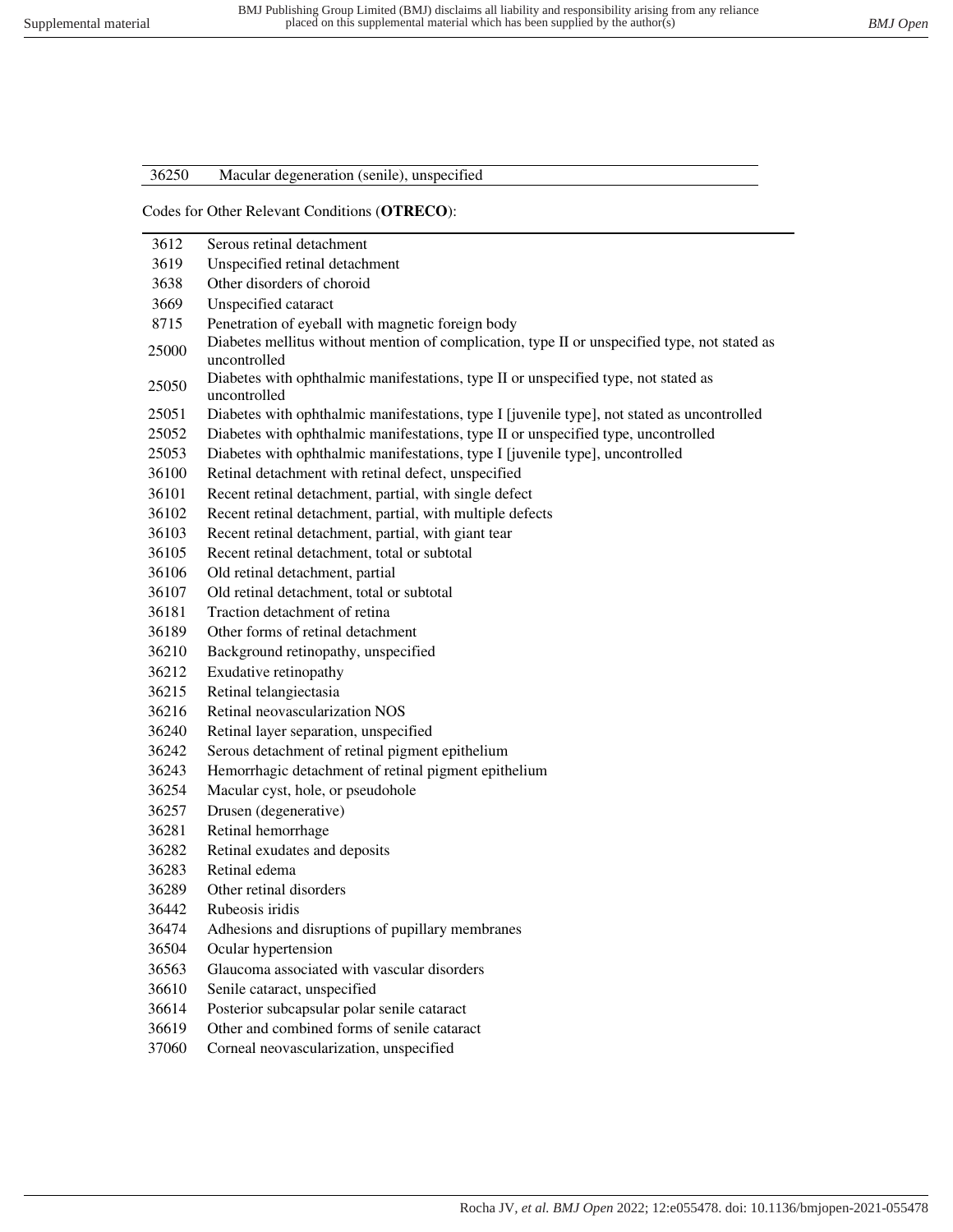| 36250 | Macular degeneration (senile), unspecified |
|---|---|

Codes for Other Relevant Conditions (**OTRECO**):

| | |
|---|---|
| 3612 | Serous retinal detachment |
| 3619 | Unspecified retinal detachment |
| 3638 | Other disorders of choroid |
| 3669 | Unspecified cataract |
| 8715 | Penetration of eyeball with magnetic foreign body |
| 25000 | Diabetes mellitus without mention of complication, type II or unspecified type, not stated as uncontrolled |
| 25050 | Diabetes with ophthalmic manifestations, type II or unspecified type, not stated as uncontrolled |
| 25051 | Diabetes with ophthalmic manifestations, type I [juvenile type], not stated as uncontrolled |
| 25052 | Diabetes with ophthalmic manifestations, type II or unspecified type, uncontrolled |
| 25053 | Diabetes with ophthalmic manifestations, type I [juvenile type], uncontrolled |
| 36100 | Retinal detachment with retinal defect, unspecified |
| 36101 | Recent retinal detachment, partial, with single defect |
| 36102 | Recent retinal detachment, partial, with multiple defects |
| 36103 | Recent retinal detachment, partial, with giant tear |
| 36105 | Recent retinal detachment, total or subtotal |
| 36106 | Old retinal detachment, partial |
| 36107 | Old retinal detachment, total or subtotal |
| 36181 | Traction detachment of retina |
| 36189 | Other forms of retinal detachment |
| 36210 | Background retinopathy, unspecified |
| 36212 | Exudative retinopathy |
| 36215 | Retinal telangiectasia |
| 36216 | Retinal neovascularization NOS |
| 36240 | Retinal layer separation, unspecified |
| 36242 | Serous detachment of retinal pigment epithelium |
| 36243 | Hemorrhagic detachment of retinal pigment epithelium |
| 36254 | Macular cyst, hole, or pseudohole |
| 36257 | Drusen (degenerative) |
| 36281 | Retinal hemorrhage |
| 36282 | Retinal exudates and deposits |
| 36283 | Retinal edema |
| 36289 | Other retinal disorders |
| 36442 | Rubeosis iridis |
| 36474 | Adhesions and disruptions of pupillary membranes |
| 36504 | Ocular hypertension |
| 36563 | Glaucoma associated with vascular disorders |
| 36610 | Senile cataract, unspecified |
| 36614 | Posterior subcapsular polar senile cataract |
| 36619 | Other and combined forms of senile cataract |
| 37060 | Corneal neovascularization, unspecified |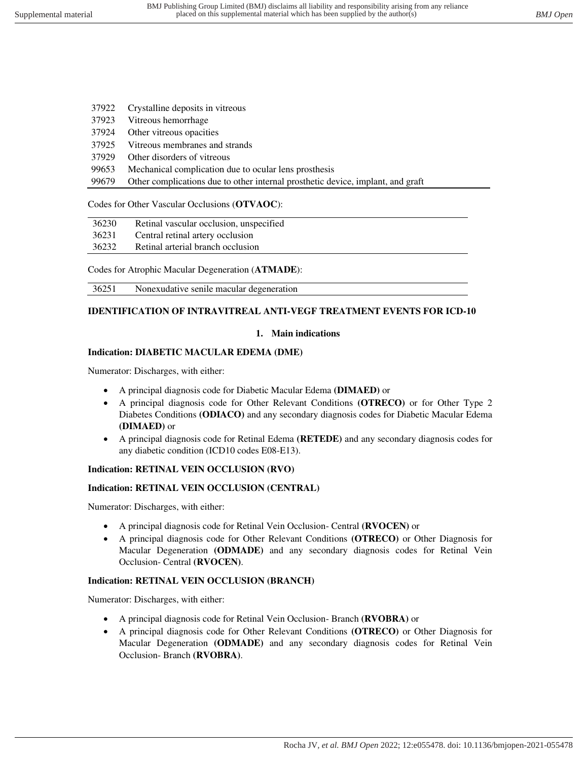| | |
|---|---|
| 37922 | Crystalline deposits in vitreous |
| 37923 | Vitreous hemorrhage |
| 37924 | Other vitreous opacities |
| 37925 | Vitreous membranes and strands |
| 37929 | Other disorders of vitreous |
| 99653 | Mechanical complication due to ocular lens prosthesis |
| 99679 | Other complications due to other internal prosthetic device, implant, and graft |

Codes for Other Vascular Occlusions (**OTVAOC**):

| | |
|---|---|
| 36230 | Retinal vascular occlusion, unspecified |
| 36231 | Central retinal artery occlusion |
| 36232 | Retinal arterial branch occlusion |

Codes for Atrophic Macular Degeneration (**ATMADE**):

| | |
|---|---|
| 36251 | Nonexudative senile macular degeneration |

## IDENTIFICATION OF INTRAVITREAL ANTI-VEGF TREATMENT EVENTS FOR ICD-10

### 1. Main indications

**Indication: DIABETIC MACULAR EDEMA (DME)**

Numerator: Discharges, with either:

- A principal diagnosis code for Diabetic Macular Edema **(DIMAED)** or
- A principal diagnosis code for Other Relevant Conditions **(OTRECO)** or for Other Type 2 Diabetes Conditions **(ODIACO)** and any secondary diagnosis codes for Diabetic Macular Edema **(DIMAED)** or
- A principal diagnosis code for Retinal Edema **(RETEDE)** and any secondary diagnosis codes for any diabetic condition (ICD10 codes E08-E13).

**Indication: RETINAL VEIN OCCLUSION (RVO)**

**Indication: RETINAL VEIN OCCLUSION (CENTRAL)**

Numerator: Discharges, with either:

- A principal diagnosis code for Retinal Vein Occlusion- Central **(RVOCEN)** or
- A principal diagnosis code for Other Relevant Conditions **(OTRECO)** or Other Diagnosis for Macular Degeneration **(ODMADE)** and any secondary diagnosis codes for Retinal Vein Occlusion- Central **(RVOCEN)**.

**Indication: RETINAL VEIN OCCLUSION (BRANCH)**

Numerator: Discharges, with either:

- A principal diagnosis code for Retinal Vein Occlusion- Branch **(RVOBRA)** or
- A principal diagnosis code for Other Relevant Conditions **(OTRECO)** or Other Diagnosis for Macular Degeneration **(ODMADE)** and any secondary diagnosis codes for Retinal Vein Occlusion- Branch **(RVOBRA)**.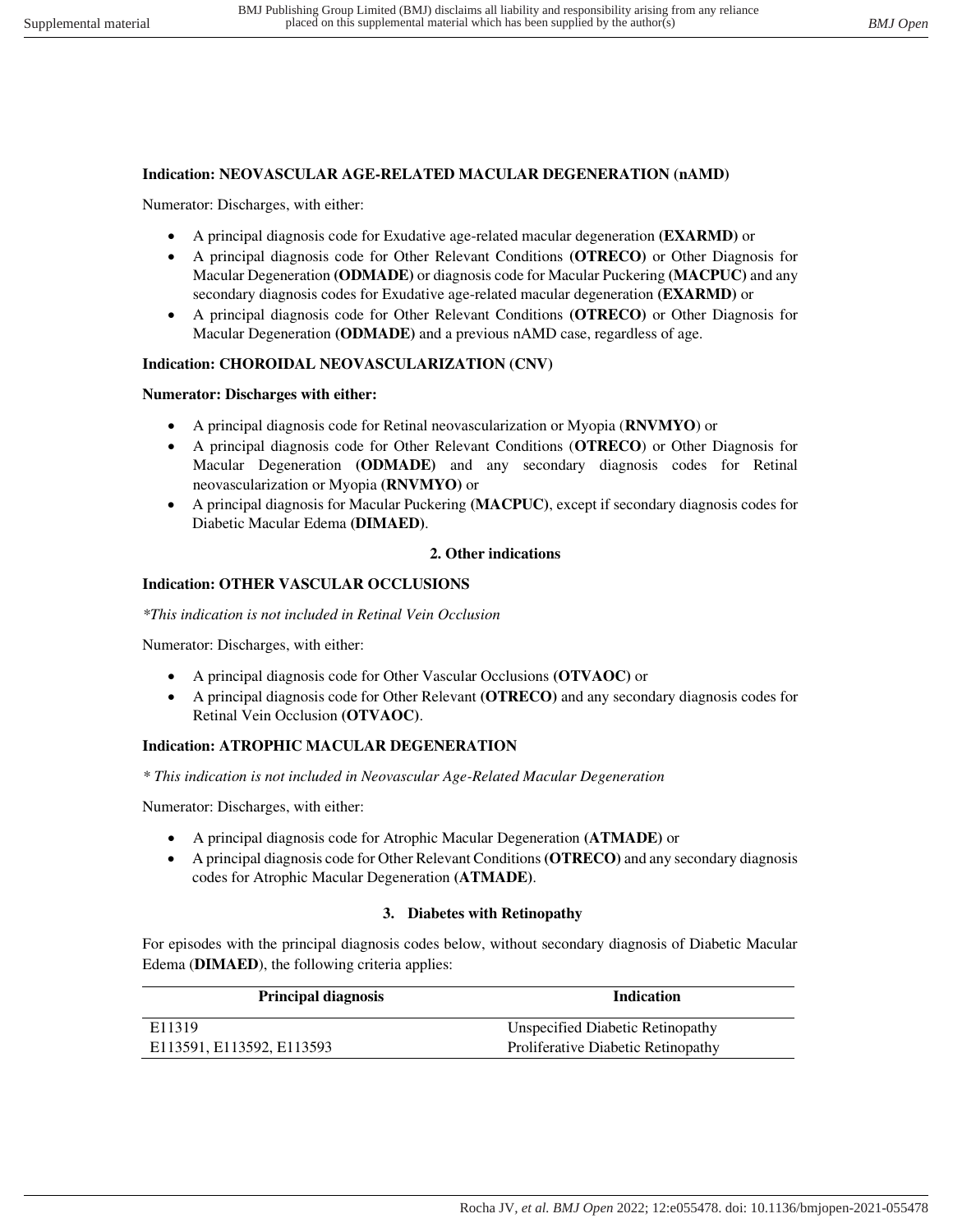**Indication: NEOVASCULAR AGE-RELATED MACULAR DEGENERATION (nAMD)**

Numerator: Discharges, with either:

- A principal diagnosis code for Exudative age-related macular degeneration **(EXARMD)** or
- A principal diagnosis code for Other Relevant Conditions **(OTRECO)** or Other Diagnosis for Macular Degeneration **(ODMADE)** or diagnosis code for Macular Puckering **(MACPUC)** and any secondary diagnosis codes for Exudative age-related macular degeneration **(EXARMD)** or
- A principal diagnosis code for Other Relevant Conditions **(OTRECO)** or Other Diagnosis for Macular Degeneration **(ODMADE)** and a previous nAMD case, regardless of age.

**Indication: CHOROIDAL NEOVASCULARIZATION (CNV)**

**Numerator: Discharges with either:**

- A principal diagnosis code for Retinal neovascularization or Myopia (**RNVMYO**) or
- A principal diagnosis code for Other Relevant Conditions (**OTRECO**) or Other Diagnosis for Macular Degeneration **(ODMADE)** and any secondary diagnosis codes for Retinal neovascularization or Myopia **(RNVMYO)** or
- A principal diagnosis for Macular Puckering **(MACPUC)**, except if secondary diagnosis codes for Diabetic Macular Edema **(DIMAED)**.

## 2. Other indications

**Indication: OTHER VASCULAR OCCLUSIONS**

*\*This indication is not included in Retinal Vein Occlusion*

Numerator: Discharges, with either:

- A principal diagnosis code for Other Vascular Occlusions **(OTVAOC)** or
- A principal diagnosis code for Other Relevant **(OTRECO)** and any secondary diagnosis codes for Retinal Vein Occlusion **(OTVAOC)**.

**Indication: ATROPHIC MACULAR DEGENERATION**

*\* This indication is not included in Neovascular Age-Related Macular Degeneration*

Numerator: Discharges, with either:

- A principal diagnosis code for Atrophic Macular Degeneration **(ATMADE)** or
- A principal diagnosis code for Other Relevant Conditions **(OTRECO)** and any secondary diagnosis codes for Atrophic Macular Degeneration **(ATMADE)**.

## 3. Diabetes with Retinopathy

For episodes with the principal diagnosis codes below, without secondary diagnosis of Diabetic Macular Edema (**DIMAED**), the following criteria applies:

| Principal diagnosis | Indication |
|---|---|
| E11319 | Unspecified Diabetic Retinopathy |
| E113591, E113592, E113593 | Proliferative Diabetic Retinopathy |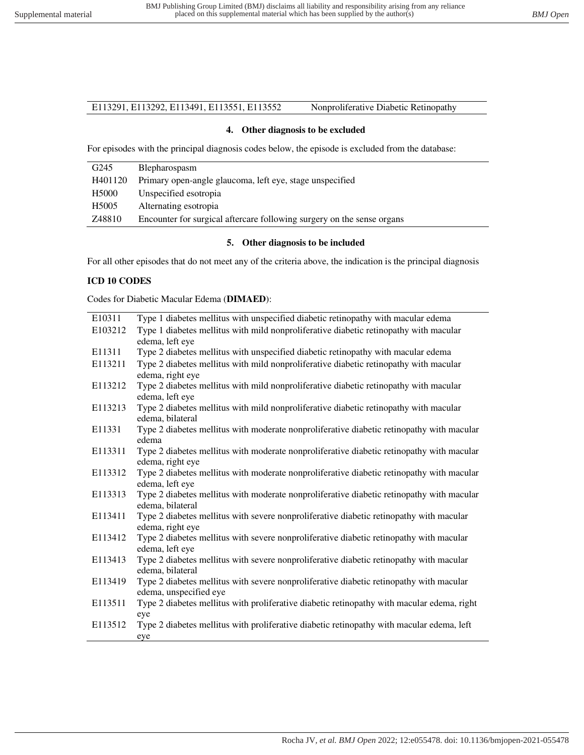| E113291, E113292, E113491, E113551, E113552 | Nonproliferative Diabetic Retinopathy |
|---|---|

### 4. Other diagnosis to be excluded

For episodes with the principal diagnosis codes below, the episode is excluded from the database:

| | |
|---|---|
| G245 | Blepharospasm |
| H401120 | Primary open-angle glaucoma, left eye, stage unspecified |
| H5000 | Unspecified esotropia |
| H5005 | Alternating esotropia |
| Z48810 | Encounter for surgical aftercare following surgery on the sense organs |

### 5. Other diagnosis to be included

For all other episodes that do not meet any of the criteria above, the indication is the principal diagnosis

**ICD 10 CODES**

Codes for Diabetic Macular Edema (**DIMAED**):

| | |
|---|---|
| E10311 | Type 1 diabetes mellitus with unspecified diabetic retinopathy with macular edema |
| E103212 | Type 1 diabetes mellitus with mild nonproliferative diabetic retinopathy with macular edema, left eye |
| E11311 | Type 2 diabetes mellitus with unspecified diabetic retinopathy with macular edema |
| E113211 | Type 2 diabetes mellitus with mild nonproliferative diabetic retinopathy with macular edema, right eye |
| E113212 | Type 2 diabetes mellitus with mild nonproliferative diabetic retinopathy with macular edema, left eye |
| E113213 | Type 2 diabetes mellitus with mild nonproliferative diabetic retinopathy with macular edema, bilateral |
| E11331 | Type 2 diabetes mellitus with moderate nonproliferative diabetic retinopathy with macular edema |
| E113311 | Type 2 diabetes mellitus with moderate nonproliferative diabetic retinopathy with macular edema, right eye |
| E113312 | Type 2 diabetes mellitus with moderate nonproliferative diabetic retinopathy with macular edema, left eye |
| E113313 | Type 2 diabetes mellitus with moderate nonproliferative diabetic retinopathy with macular edema, bilateral |
| E113411 | Type 2 diabetes mellitus with severe nonproliferative diabetic retinopathy with macular edema, right eye |
| E113412 | Type 2 diabetes mellitus with severe nonproliferative diabetic retinopathy with macular edema, left eye |
| E113413 | Type 2 diabetes mellitus with severe nonproliferative diabetic retinopathy with macular edema, bilateral |
| E113419 | Type 2 diabetes mellitus with severe nonproliferative diabetic retinopathy with macular edema, unspecified eye |
| E113511 | Type 2 diabetes mellitus with proliferative diabetic retinopathy with macular edema, right eye |
| E113512 | Type 2 diabetes mellitus with proliferative diabetic retinopathy with macular edema, left eye |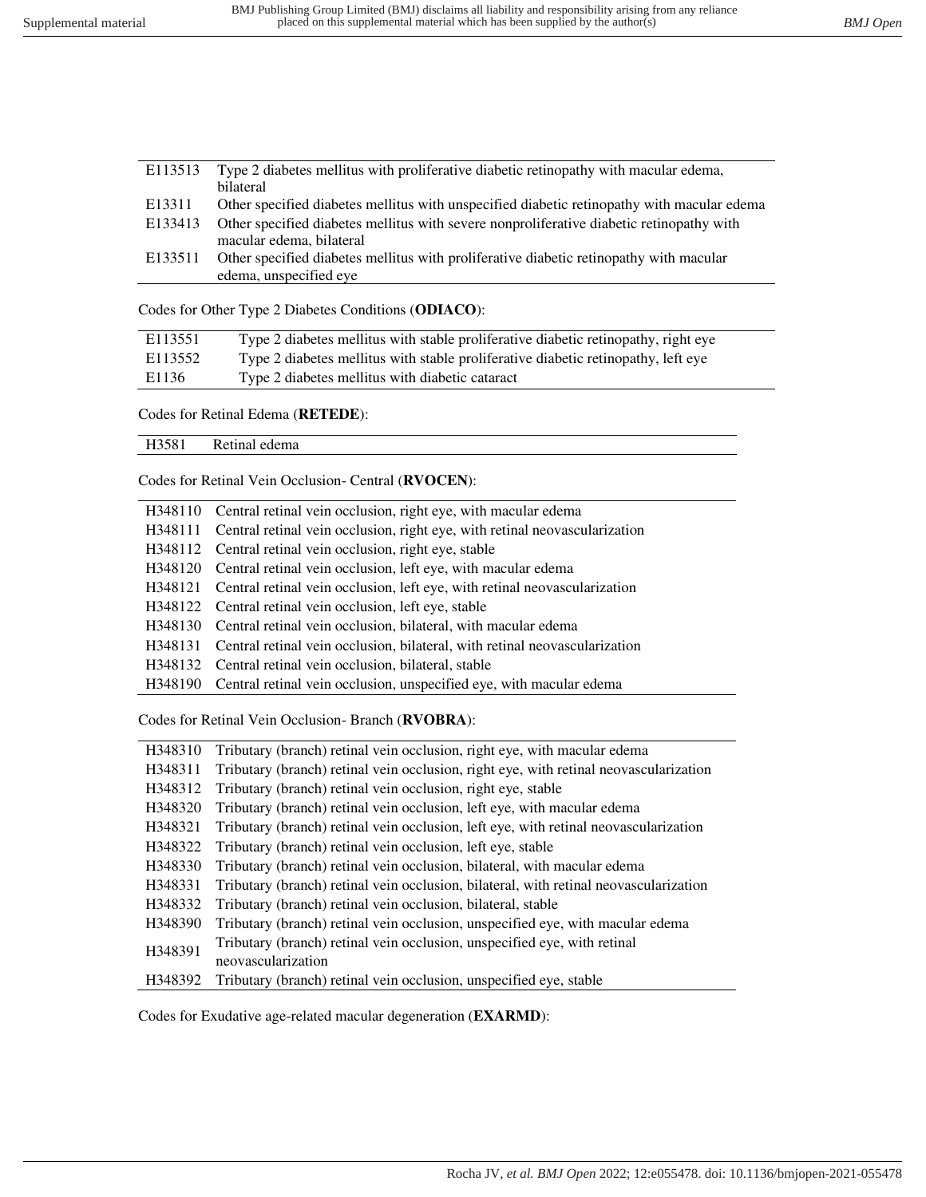| | |
|---|---|
| E113513 | Type 2 diabetes mellitus with proliferative diabetic retinopathy with macular edema, bilateral |
| E13311 | Other specified diabetes mellitus with unspecified diabetic retinopathy with macular edema |
| E133413 | Other specified diabetes mellitus with severe nonproliferative diabetic retinopathy with macular edema, bilateral |
| E133511 | Other specified diabetes mellitus with proliferative diabetic retinopathy with macular edema, unspecified eye |

Codes for Other Type 2 Diabetes Conditions (**ODIACO**):

| | |
|---|---|
| E113551 | Type 2 diabetes mellitus with stable proliferative diabetic retinopathy, right eye |
| E113552 | Type 2 diabetes mellitus with stable proliferative diabetic retinopathy, left eye |
| E1136 | Type 2 diabetes mellitus with diabetic cataract |

Codes for Retinal Edema (**RETEDE**):

| | |
|---|---|
| H3581 | Retinal edema |

Codes for Retinal Vein Occlusion- Central (**RVOCEN**):

| | |
|---|---|
| H348110 | Central retinal vein occlusion, right eye, with macular edema |
| H348111 | Central retinal vein occlusion, right eye, with retinal neovascularization |
| H348112 | Central retinal vein occlusion, right eye, stable |
| H348120 | Central retinal vein occlusion, left eye, with macular edema |
| H348121 | Central retinal vein occlusion, left eye, with retinal neovascularization |
| H348122 | Central retinal vein occlusion, left eye, stable |
| H348130 | Central retinal vein occlusion, bilateral, with macular edema |
| H348131 | Central retinal vein occlusion, bilateral, with retinal neovascularization |
| H348132 | Central retinal vein occlusion, bilateral, stable |
| H348190 | Central retinal vein occlusion, unspecified eye, with macular edema |

Codes for Retinal Vein Occlusion- Branch (**RVOBRA**):

| | |
|---|---|
| H348310 | Tributary (branch) retinal vein occlusion, right eye, with macular edema |
| H348311 | Tributary (branch) retinal vein occlusion, right eye, with retinal neovascularization |
| H348312 | Tributary (branch) retinal vein occlusion, right eye, stable |
| H348320 | Tributary (branch) retinal vein occlusion, left eye, with macular edema |
| H348321 | Tributary (branch) retinal vein occlusion, left eye, with retinal neovascularization |
| H348322 | Tributary (branch) retinal vein occlusion, left eye, stable |
| H348330 | Tributary (branch) retinal vein occlusion, bilateral, with macular edema |
| H348331 | Tributary (branch) retinal vein occlusion, bilateral, with retinal neovascularization |
| H348332 | Tributary (branch) retinal vein occlusion, bilateral, stable |
| H348390 | Tributary (branch) retinal vein occlusion, unspecified eye, with macular edema |
| H348391 | Tributary (branch) retinal vein occlusion, unspecified eye, with retinal neovascularization |
| H348392 | Tributary (branch) retinal vein occlusion, unspecified eye, stable |

Codes for Exudative age-related macular degeneration (**EXARMD**):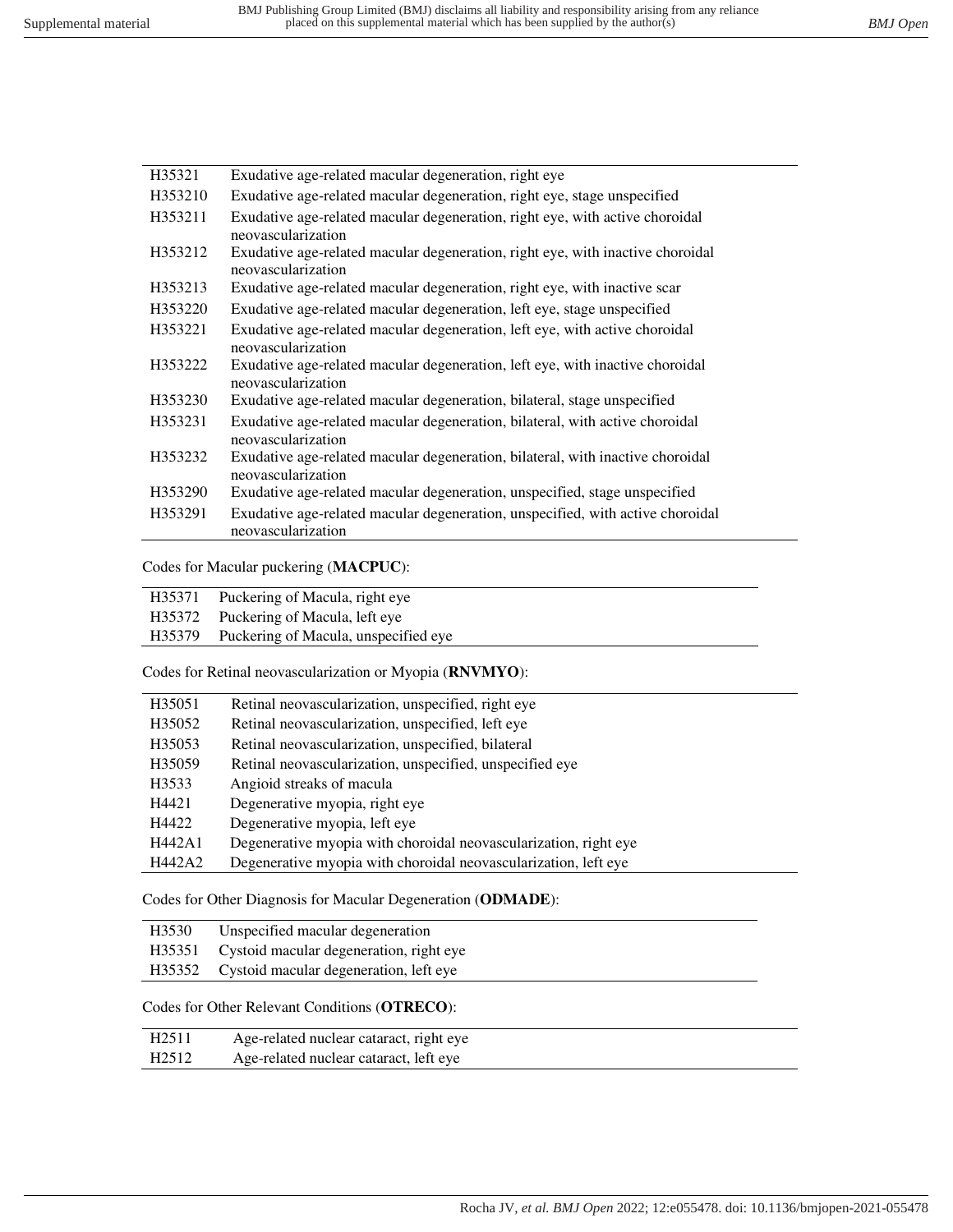| | |
|---|---|
| H35321 | Exudative age-related macular degeneration, right eye |
| H353210 | Exudative age-related macular degeneration, right eye, stage unspecified |
| H353211 | Exudative age-related macular degeneration, right eye, with active choroidal neovascularization |
| H353212 | Exudative age-related macular degeneration, right eye, with inactive choroidal neovascularization |
| H353213 | Exudative age-related macular degeneration, right eye, with inactive scar |
| H353220 | Exudative age-related macular degeneration, left eye, stage unspecified |
| H353221 | Exudative age-related macular degeneration, left eye, with active choroidal neovascularization |
| H353222 | Exudative age-related macular degeneration, left eye, with inactive choroidal neovascularization |
| H353230 | Exudative age-related macular degeneration, bilateral, stage unspecified |
| H353231 | Exudative age-related macular degeneration, bilateral, with active choroidal neovascularization |
| H353232 | Exudative age-related macular degeneration, bilateral, with inactive choroidal neovascularization |
| H353290 | Exudative age-related macular degeneration, unspecified, stage unspecified |
| H353291 | Exudative age-related macular degeneration, unspecified, with active choroidal neovascularization |

Codes for Macular puckering (**MACPUC**):

| | |
|---|---|
| H35371 | Puckering of Macula, right eye |
| H35372 | Puckering of Macula, left eye |
| H35379 | Puckering of Macula, unspecified eye |

Codes for Retinal neovascularization or Myopia (**RNVMYO**):

| | |
|---|---|
| H35051 | Retinal neovascularization, unspecified, right eye |
| H35052 | Retinal neovascularization, unspecified, left eye |
| H35053 | Retinal neovascularization, unspecified, bilateral |
| H35059 | Retinal neovascularization, unspecified, unspecified eye |
| H3533 | Angioid streaks of macula |
| H4421 | Degenerative myopia, right eye |
| H4422 | Degenerative myopia, left eye |
| H442A1 | Degenerative myopia with choroidal neovascularization, right eye |
| H442A2 | Degenerative myopia with choroidal neovascularization, left eye |

Codes for Other Diagnosis for Macular Degeneration (**ODMADE**):

| | |
|---|---|
| H3530 | Unspecified macular degeneration |
| H35351 | Cystoid macular degeneration, right eye |
| H35352 | Cystoid macular degeneration, left eye |

Codes for Other Relevant Conditions (**OTRECO**):

| | |
|---|---|
| H2511 | Age-related nuclear cataract, right eye |
| H2512 | Age-related nuclear cataract, left eye |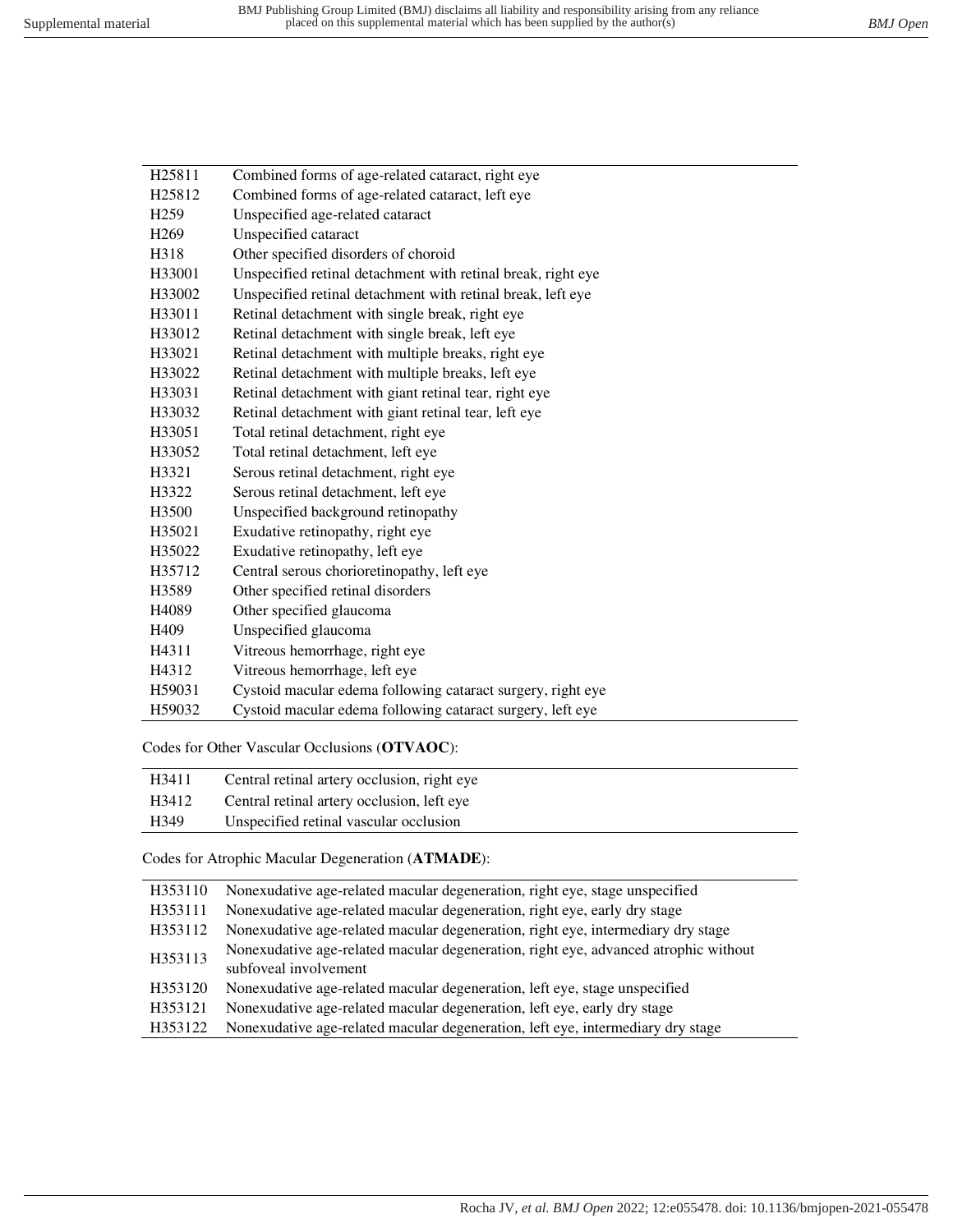| | |
|---|---|
| H25811 | Combined forms of age-related cataract, right eye |
| H25812 | Combined forms of age-related cataract, left eye |
| H259 | Unspecified age-related cataract |
| H269 | Unspecified cataract |
| H318 | Other specified disorders of choroid |
| H33001 | Unspecified retinal detachment with retinal break, right eye |
| H33002 | Unspecified retinal detachment with retinal break, left eye |
| H33011 | Retinal detachment with single break, right eye |
| H33012 | Retinal detachment with single break, left eye |
| H33021 | Retinal detachment with multiple breaks, right eye |
| H33022 | Retinal detachment with multiple breaks, left eye |
| H33031 | Retinal detachment with giant retinal tear, right eye |
| H33032 | Retinal detachment with giant retinal tear, left eye |
| H33051 | Total retinal detachment, right eye |
| H33052 | Total retinal detachment, left eye |
| H3321 | Serous retinal detachment, right eye |
| H3322 | Serous retinal detachment, left eye |
| H3500 | Unspecified background retinopathy |
| H35021 | Exudative retinopathy, right eye |
| H35022 | Exudative retinopathy, left eye |
| H35712 | Central serous chorioretinopathy, left eye |
| H3589 | Other specified retinal disorders |
| H4089 | Other specified glaucoma |
| H409 | Unspecified glaucoma |
| H4311 | Vitreous hemorrhage, right eye |
| H4312 | Vitreous hemorrhage, left eye |
| H59031 | Cystoid macular edema following cataract surgery, right eye |
| H59032 | Cystoid macular edema following cataract surgery, left eye |

Codes for Other Vascular Occlusions (**OTVAOC**):

| | |
|---|---|
| H3411 | Central retinal artery occlusion, right eye |
| H3412 | Central retinal artery occlusion, left eye |
| H349 | Unspecified retinal vascular occlusion |

Codes for Atrophic Macular Degeneration (**ATMADE**):

| | |
|---|---|
| H353110 | Nonexudative age-related macular degeneration, right eye, stage unspecified |
| H353111 | Nonexudative age-related macular degeneration, right eye, early dry stage |
| H353112 | Nonexudative age-related macular degeneration, right eye, intermediary dry stage |
| H353113 | Nonexudative age-related macular degeneration, right eye, advanced atrophic without subfoveal involvement |
| H353120 | Nonexudative age-related macular degeneration, left eye, stage unspecified |
| H353121 | Nonexudative age-related macular degeneration, left eye, early dry stage |
| H353122 | Nonexudative age-related macular degeneration, left eye, intermediary dry stage |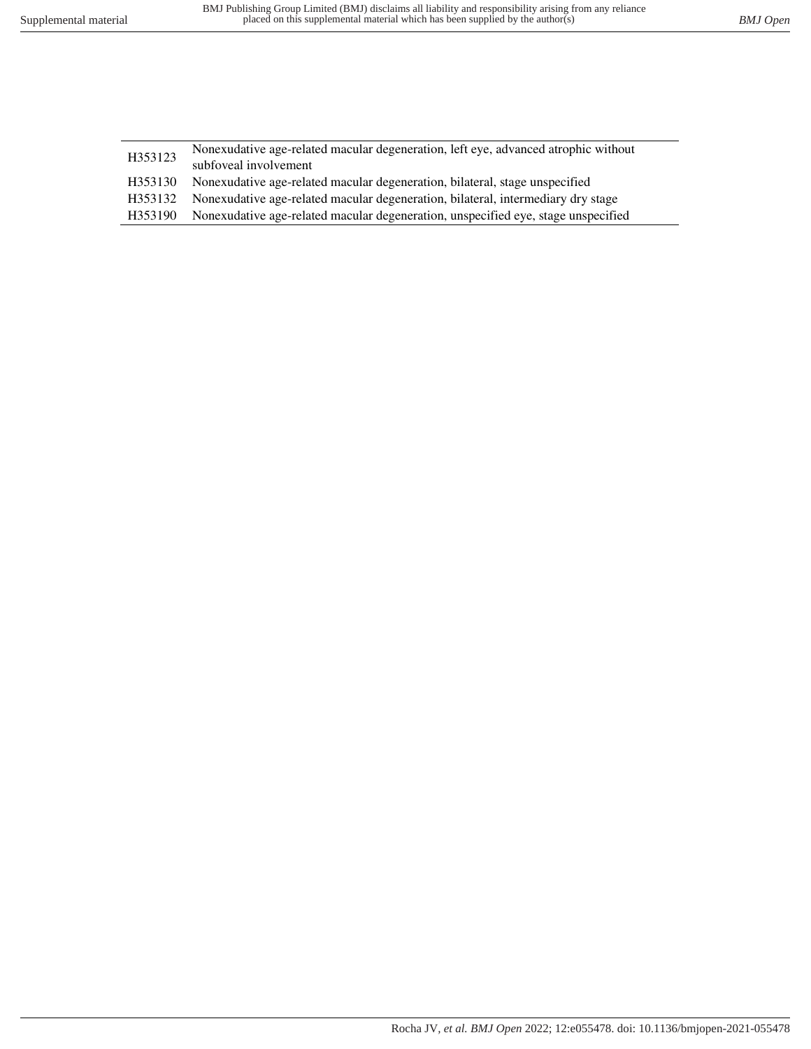| | |
|---|---|
| H353123 | Nonexudative age-related macular degeneration, left eye, advanced atrophic without subfoveal involvement |
| H353130 | Nonexudative age-related macular degeneration, bilateral, stage unspecified |
| H353132 | Nonexudative age-related macular degeneration, bilateral, intermediary dry stage |
| H353190 | Nonexudative age-related macular degeneration, unspecified eye, stage unspecified |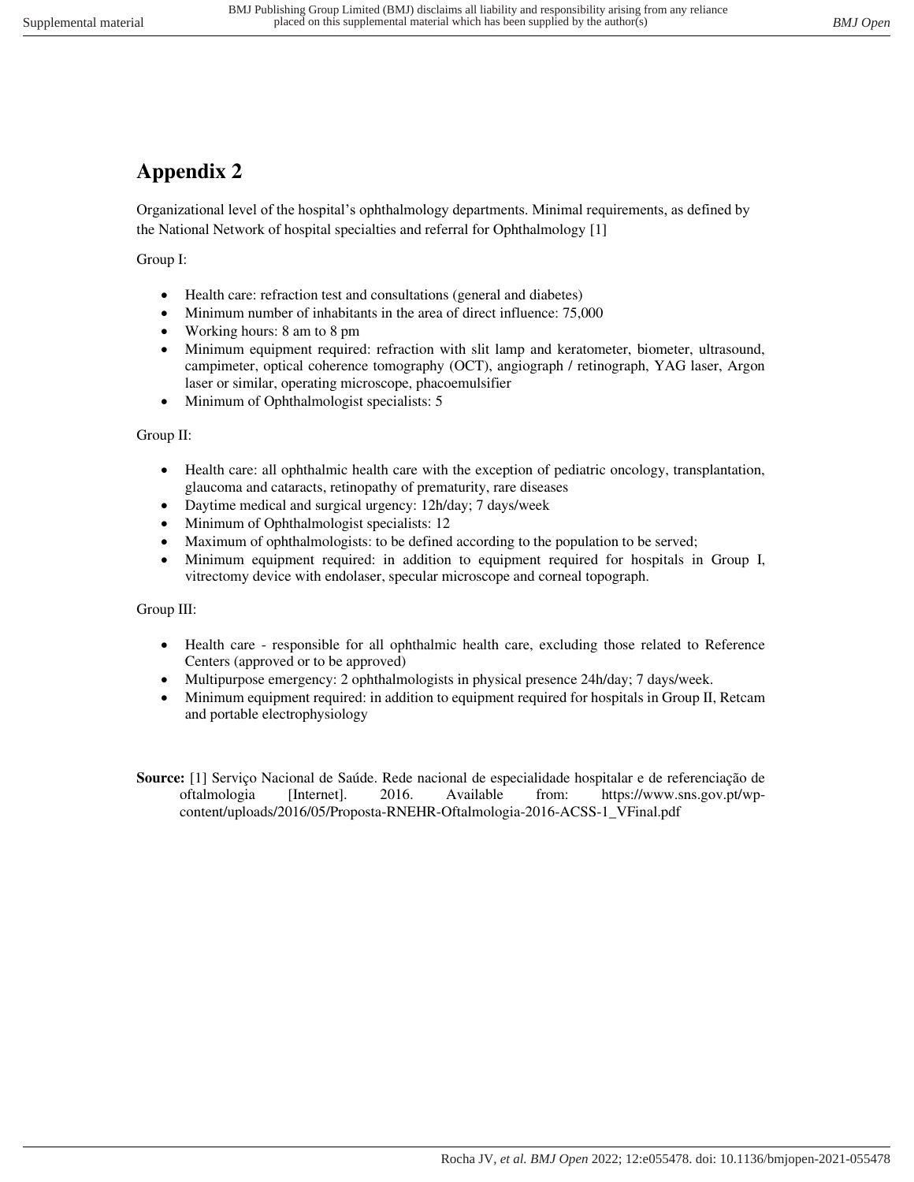# Appendix 2

Organizational level of the hospital's ophthalmology departments. Minimal requirements, as defined by the National Network of hospital specialties and referral for Ophthalmology [1]

Group I:

- Health care: refraction test and consultations (general and diabetes)
- Minimum number of inhabitants in the area of direct influence: 75,000
- Working hours: 8 am to 8 pm
- Minimum equipment required: refraction with slit lamp and keratometer, biometer, ultrasound, campimeter, optical coherence tomography (OCT), angiograph / retinograph, YAG laser, Argon laser or similar, operating microscope, phacoemulsifier
- Minimum of Ophthalmologist specialists: 5

Group II:

- Health care: all ophthalmic health care with the exception of pediatric oncology, transplantation, glaucoma and cataracts, retinopathy of prematurity, rare diseases
- Daytime medical and surgical urgency: 12h/day; 7 days/week
- Minimum of Ophthalmologist specialists: 12
- Maximum of ophthalmologists: to be defined according to the population to be served;
- Minimum equipment required: in addition to equipment required for hospitals in Group I, vitrectomy device with endolaser, specular microscope and corneal topograph.

Group III:

- Health care - responsible for all ophthalmic health care, excluding those related to Reference Centers (approved or to be approved)
- Multipurpose emergency: 2 ophthalmologists in physical presence 24h/day; 7 days/week.
- Minimum equipment required: in addition to equipment required for hospitals in Group II, Retcam and portable electrophysiology

**Source:** [1] Serviço Nacional de Saúde. Rede nacional de especialidade hospitalar e de referenciação de oftalmologia [Internet]. 2016. Available from: https://www.sns.gov.pt/wp-content/uploads/2016/05/Proposta-RNEHR-Oftalmologia-2016-ACSS-1_VFinal.pdf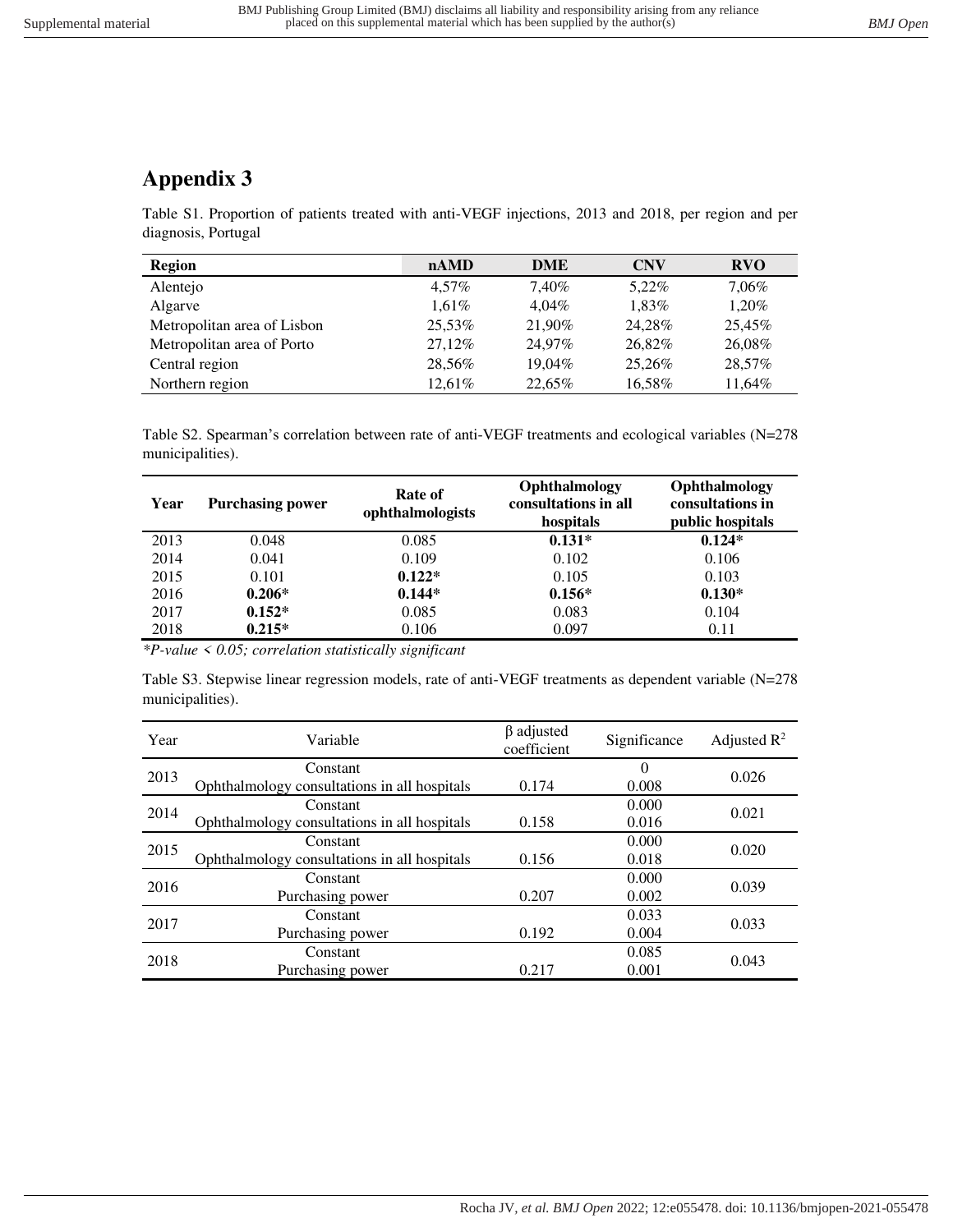# Appendix 3

Table S1. Proportion of patients treated with anti-VEGF injections, 2013 and 2018, per region and per diagnosis, Portugal

| Region | nAMD | DME | CNV | RVO |
|---|---|---|---|---|
| Alentejo | 4,57% | 7,40% | 5,22% | 7,06% |
| Algarve | 1,61% | 4,04% | 1,83% | 1,20% |
| Metropolitan area of Lisbon | 25,53% | 21,90% | 24,28% | 25,45% |
| Metropolitan area of Porto | 27,12% | 24,97% | 26,82% | 26,08% |
| Central region | 28,56% | 19,04% | 25,26% | 28,57% |
| Northern region | 12,61% | 22,65% | 16,58% | 11,64% |

Table S2. Spearman's correlation between rate of anti-VEGF treatments and ecological variables (N=278 municipalities).

| Year | Purchasing power | Rate of ophthalmologists | Ophthalmology consultations in all hospitals | Ophthalmology consultations in public hospitals |
|---|---|---|---|---|
| 2013 | 0.048 | 0.085 | **0.131*** | **0.124*** |
| 2014 | 0.041 | 0.109 | 0.102 | 0.106 |
| 2015 | 0.101 | **0.122*** | 0.105 | 0.103 |
| 2016 | **0.206*** | **0.144*** | **0.156*** | **0.130*** |
| 2017 | **0.152*** | 0.085 | 0.083 | 0.104 |
| 2018 | **0.215*** | 0.106 | 0.097 | 0.11 |

**P-value < 0.05; correlation statistically significant*

Table S3. Stepwise linear regression models, rate of anti-VEGF treatments as dependent variable (N=278 municipalities).

| Year | Variable | β adjusted coefficient | Significance | Adjusted $R^2$ |
|---|---|---|---|---|
| 2013 | Constant | | 0 | 0.026 |
| | Ophthalmology consultations in all hospitals | 0.174 | 0.008 | |
| 2014 | Constant | | 0.000 | 0.021 |
| | Ophthalmology consultations in all hospitals | 0.158 | 0.016 | |
| 2015 | Constant | | 0.000 | 0.020 |
| | Ophthalmology consultations in all hospitals | 0.156 | 0.018 | |
| 2016 | Constant | | 0.000 | 0.039 |
| | Purchasing power | 0.207 | 0.002 | |
| 2017 | Constant | | 0.033 | 0.033 |
| | Purchasing power | 0.192 | 0.004 | |
| 2018 | Constant | | 0.085 | 0.043 |
| | Purchasing power | 0.217 | 0.001 | |